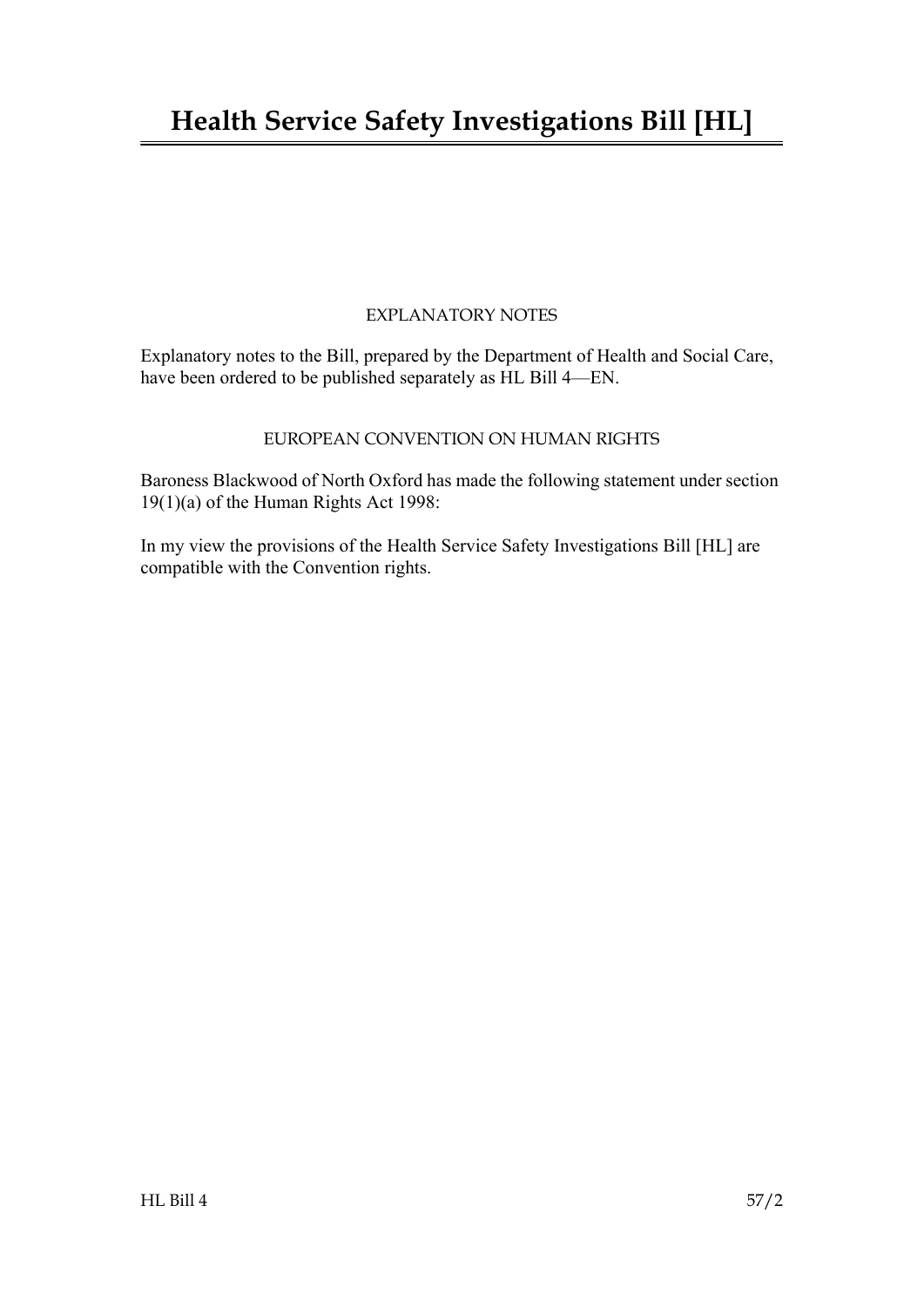# Health Service Safety Investigations Bill [HL]

EXPLANATORY NOTES

Explanatory notes to the Bill, prepared by the Department of Health and Social Care, have been ordered to be published separately as HL Bill 4—EN.

EUROPEAN CONVENTION ON HUMAN RIGHTS

Baroness Blackwood of North Oxford has made the following statement under section 19(1)(a) of the Human Rights Act 1998:

In my view the provisions of the Health Service Safety Investigations Bill [HL] are compatible with the Convention rights.

HL Bill 4 57/2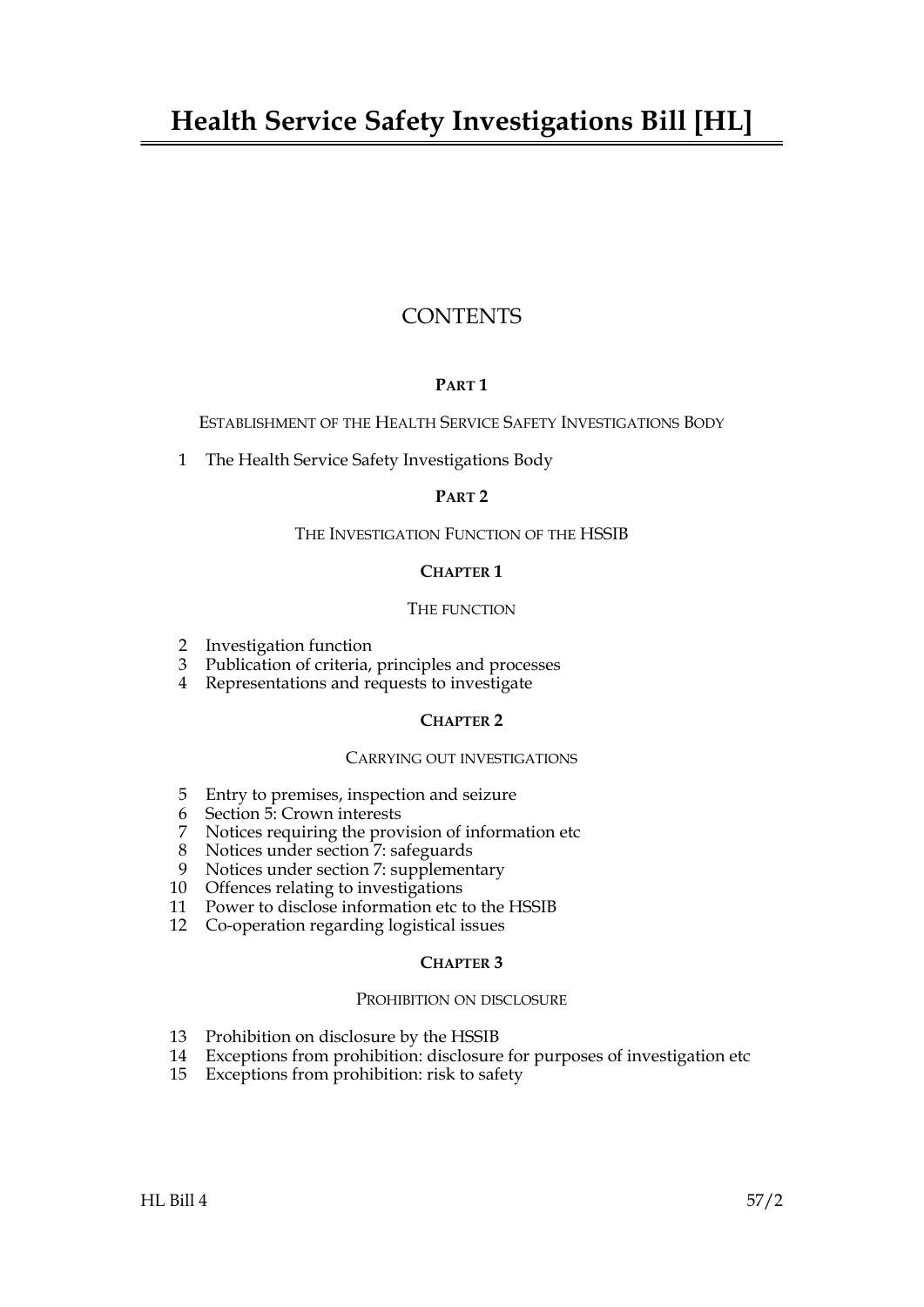# Health Service Safety Investigations Bill [HL]

## CONTENTS

### PART 1

ESTABLISHMENT OF THE HEALTH SERVICE SAFETY INVESTIGATIONS BODY

1 The Health Service Safety Investigations Body

### PART 2

THE INVESTIGATION FUNCTION OF THE HSSIB

#### CHAPTER 1

THE FUNCTION

2 Investigation function
3 Publication of criteria, principles and processes
4 Representations and requests to investigate

#### CHAPTER 2

CARRYING OUT INVESTIGATIONS

5 Entry to premises, inspection and seizure
6 Section 5: Crown interests
7 Notices requiring the provision of information etc
8 Notices under section 7: safeguards
9 Notices under section 7: supplementary
10 Offences relating to investigations
11 Power to disclose information etc to the HSSIB
12 Co-operation regarding logistical issues

#### CHAPTER 3

PROHIBITION ON DISCLOSURE

13 Prohibition on disclosure by the HSSIB
14 Exceptions from prohibition: disclosure for purposes of investigation etc
15 Exceptions from prohibition: risk to safety

HL Bill 4 57/2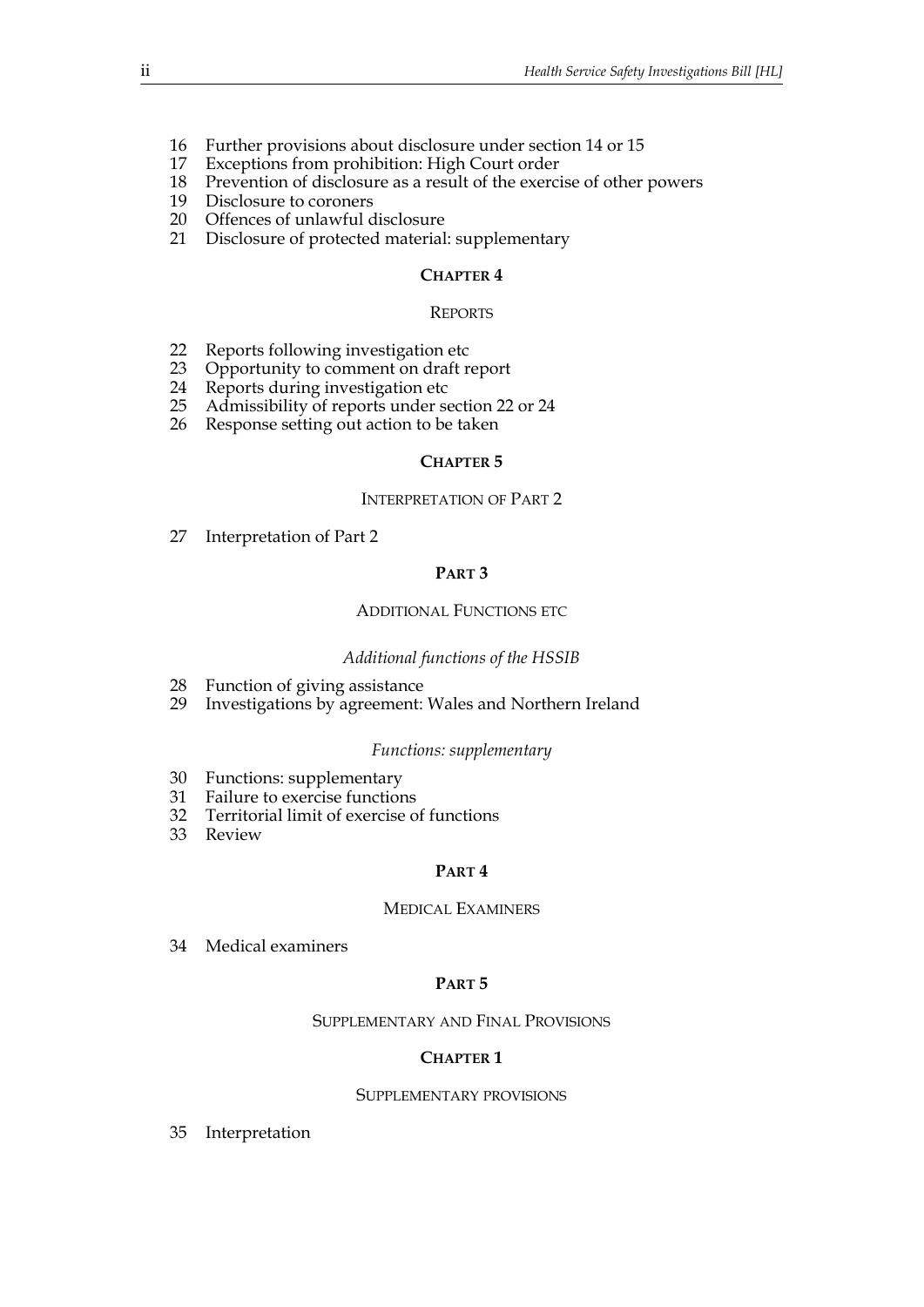16 Further provisions about disclosure under section 14 or 15
17 Exceptions from prohibition: High Court order
18 Prevention of disclosure as a result of the exercise of other powers
19 Disclosure to coroners
20 Offences of unlawful disclosure
21 Disclosure of protected material: supplementary

### CHAPTER 4

#### REPORTS

22 Reports following investigation etc
23 Opportunity to comment on draft report
24 Reports during investigation etc
25 Admissibility of reports under section 22 or 24
26 Response setting out action to be taken

### CHAPTER 5

#### INTERPRETATION OF PART 2

27 Interpretation of Part 2

## PART 3

### ADDITIONAL FUNCTIONS ETC

*Additional functions of the HSSIB*

28 Function of giving assistance
29 Investigations by agreement: Wales and Northern Ireland

*Functions: supplementary*

30 Functions: supplementary
31 Failure to exercise functions
32 Territorial limit of exercise of functions
33 Review

## PART 4

### MEDICAL EXAMINERS

34 Medical examiners

## PART 5

### SUPPLEMENTARY AND FINAL PROVISIONS

### CHAPTER 1

#### SUPPLEMENTARY PROVISIONS

35 Interpretation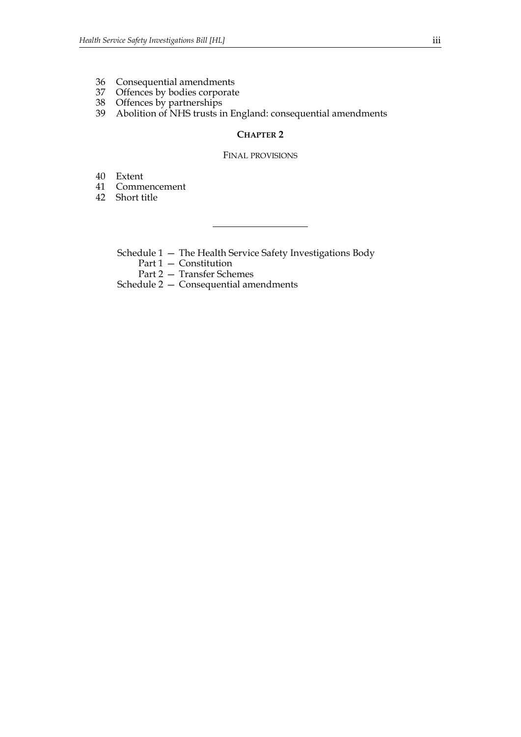36 Consequential amendments
37 Offences by bodies corporate
38 Offences by partnerships
39 Abolition of NHS trusts in England: consequential amendments

### CHAPTER 2

FINAL PROVISIONS

40 Extent
41 Commencement
42 Short title

---

Schedule 1 — The Health Service Safety Investigations Body
  Part 1 — Constitution
  Part 2 — Transfer Schemes
Schedule 2 — Consequential amendments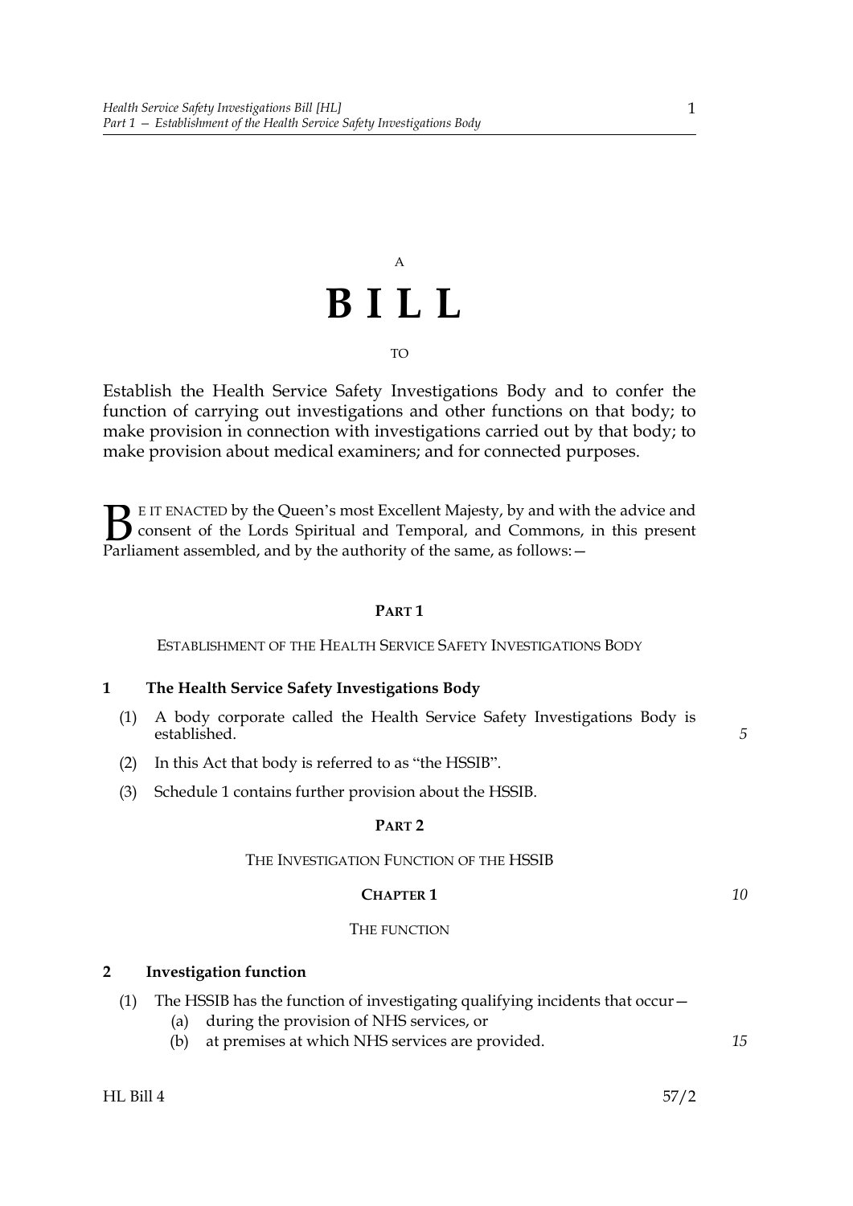A

# BILL

TO

Establish the Health Service Safety Investigations Body and to confer the function of carrying out investigations and other functions on that body; to make provision in connection with investigations carried out by that body; to make provision about medical examiners; and for connected purposes.

BE IT ENACTED by the Queen's most Excellent Majesty, by and with the advice and consent of the Lords Spiritual and Temporal, and Commons, in this present Parliament assembled, and by the authority of the same, as follows:—

## PART 1

### ESTABLISHMENT OF THE HEALTH SERVICE SAFETY INVESTIGATIONS BODY

**1 The Health Service Safety Investigations Body**

(1) A body corporate called the Health Service Safety Investigations Body is established.

(2) In this Act that body is referred to as "the HSSIB".

(3) Schedule 1 contains further provision about the HSSIB.

## PART 2

### THE INVESTIGATION FUNCTION OF THE HSSIB

#### CHAPTER 1

##### THE FUNCTION

**2 Investigation function**

(1) The HSSIB has the function of investigating qualifying incidents that occur—

(a) during the provision of NHS services, or

(b) at premises at which NHS services are provided.

HL Bill 4 57/2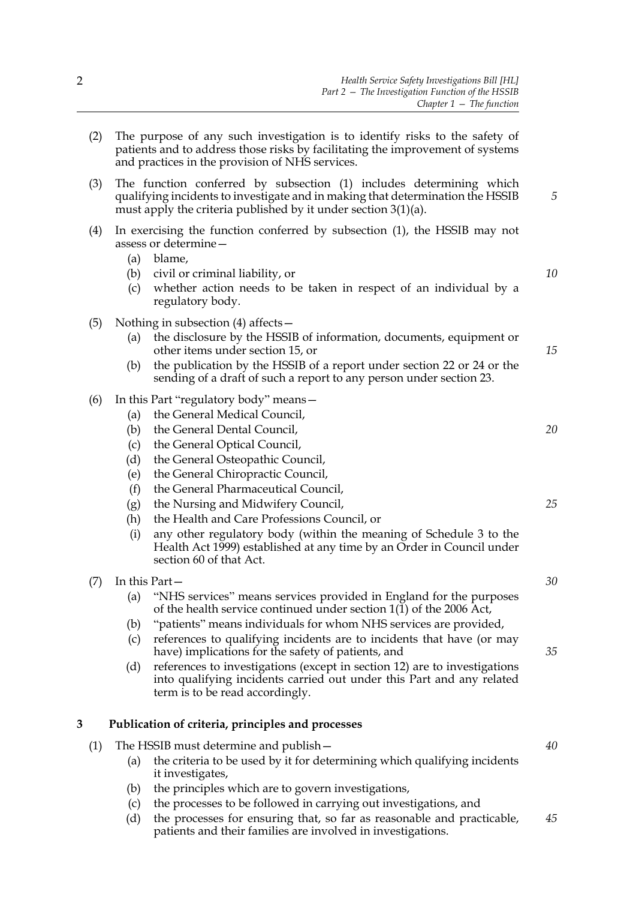(2) The purpose of any such investigation is to identify risks to the safety of patients and to address those risks by facilitating the improvement of systems and practices in the provision of NHS services.

(3) The function conferred by subsection (1) includes determining which qualifying incidents to investigate and in making that determination the HSSIB must apply the criteria published by it under section 3(1)(a).

(4) In exercising the function conferred by subsection (1), the HSSIB may not assess or determine—

- (a) blame,
- (b) civil or criminal liability, or
- (c) whether action needs to be taken in respect of an individual by a regulatory body.

(5) Nothing in subsection (4) affects—

- (a) the disclosure by the HSSIB of information, documents, equipment or other items under section 15, or
- (b) the publication by the HSSIB of a report under section 22 or 24 or the sending of a draft of such a report to any person under section 23.

(6) In this Part "regulatory body" means—

- (a) the General Medical Council,
- (b) the General Dental Council,
- (c) the General Optical Council,
- (d) the General Osteopathic Council,
- (e) the General Chiropractic Council,
- (f) the General Pharmaceutical Council,
- (g) the Nursing and Midwifery Council,
- (h) the Health and Care Professions Council, or
- (i) any other regulatory body (within the meaning of Schedule 3 to the Health Act 1999) established at any time by an Order in Council under section 60 of that Act.

(7) In this Part—

- (a) "NHS services" means services provided in England for the purposes of the health service continued under section 1(1) of the 2006 Act,
- (b) "patients" means individuals for whom NHS services are provided,
- (c) references to qualifying incidents are to incidents that have (or may have) implications for the safety of patients, and
- (d) references to investigations (except in section 12) are to investigations into qualifying incidents carried out under this Part and any related term is to be read accordingly.

## 3 Publication of criteria, principles and processes

(1) The HSSIB must determine and publish—

- (a) the criteria to be used by it for determining which qualifying incidents it investigates,
- (b) the principles which are to govern investigations,
- (c) the processes to be followed in carrying out investigations, and
- (d) the processes for ensuring that, so far as reasonable and practicable, patients and their families are involved in investigations.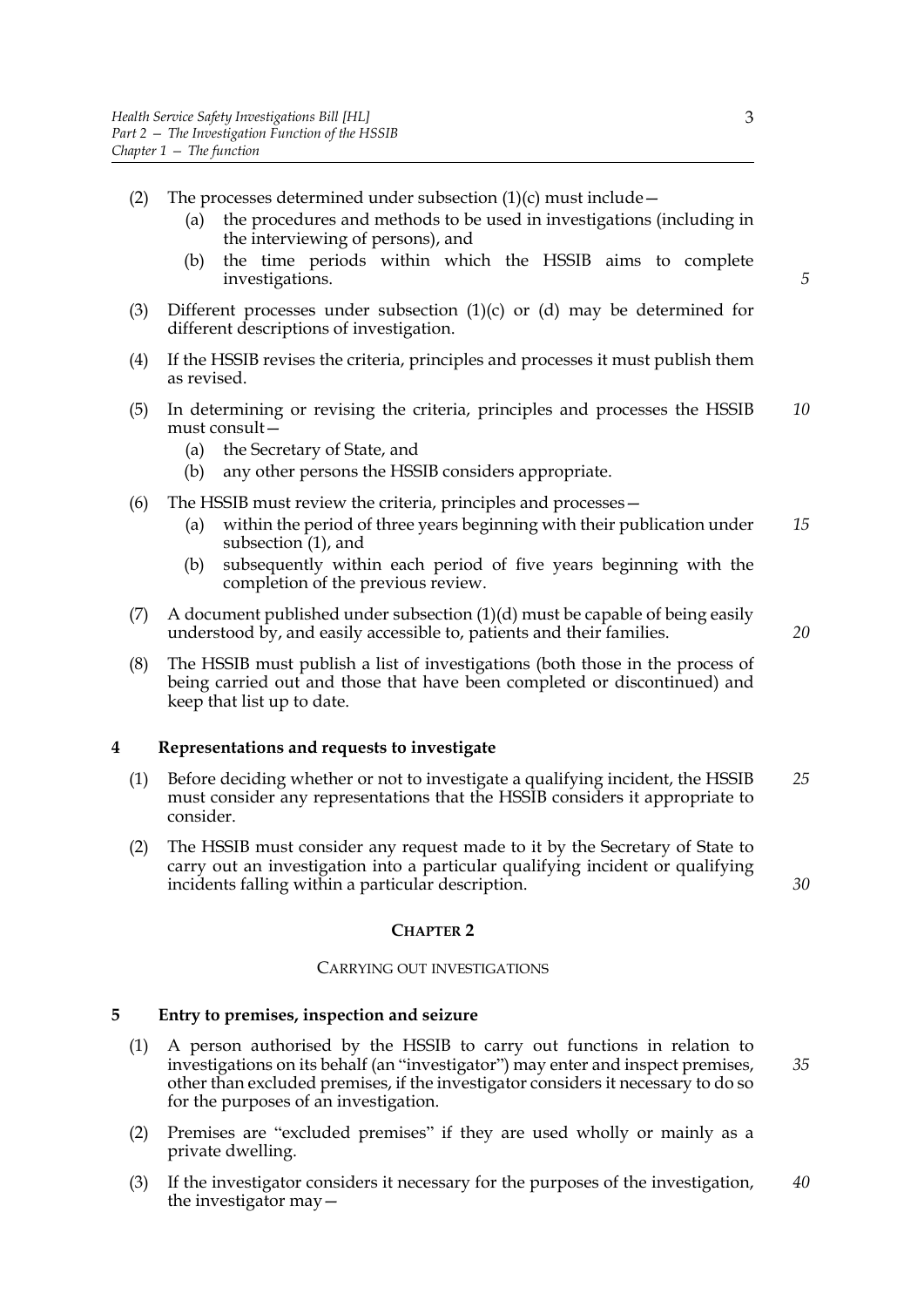(2) The processes determined under subsection (1)(c) must include—

  (a) the procedures and methods to be used in investigations (including in the interviewing of persons), and

  (b) the time periods within which the HSSIB aims to complete investigations.

(3) Different processes under subsection (1)(c) or (d) may be determined for different descriptions of investigation.

(4) If the HSSIB revises the criteria, principles and processes it must publish them as revised.

(5) In determining or revising the criteria, principles and processes the HSSIB must consult—

  (a) the Secretary of State, and

  (b) any other persons the HSSIB considers appropriate.

(6) The HSSIB must review the criteria, principles and processes—

  (a) within the period of three years beginning with their publication under subsection (1), and

  (b) subsequently within each period of five years beginning with the completion of the previous review.

(7) A document published under subsection (1)(d) must be capable of being easily understood by, and easily accessible to, patients and their families.

(8) The HSSIB must publish a list of investigations (both those in the process of being carried out and those that have been completed or discontinued) and keep that list up to date.

## 4 Representations and requests to investigate

(1) Before deciding whether or not to investigate a qualifying incident, the HSSIB must consider any representations that the HSSIB considers it appropriate to consider.

(2) The HSSIB must consider any request made to it by the Secretary of State to carry out an investigation into a particular qualifying incident or qualifying incidents falling within a particular description.

## CHAPTER 2

### CARRYING OUT INVESTIGATIONS

## 5 Entry to premises, inspection and seizure

(1) A person authorised by the HSSIB to carry out functions in relation to investigations on its behalf (an "investigator") may enter and inspect premises, other than excluded premises, if the investigator considers it necessary to do so for the purposes of an investigation.

(2) Premises are "excluded premises" if they are used wholly or mainly as a private dwelling.

(3) If the investigator considers it necessary for the purposes of the investigation, the investigator may—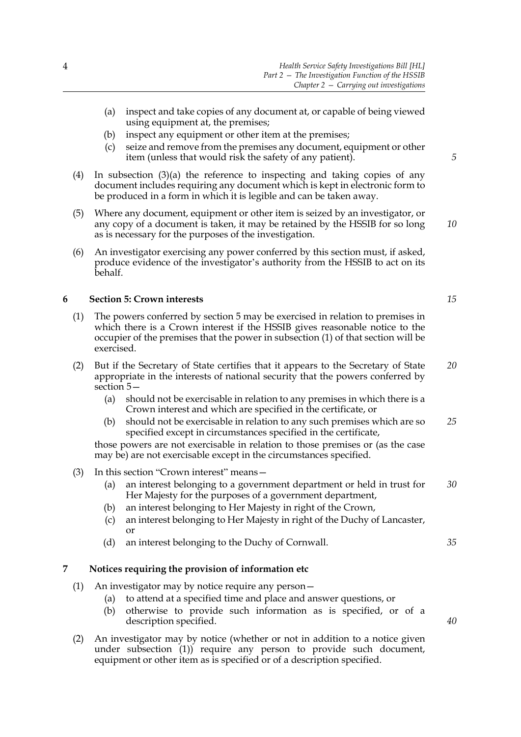(a) inspect and take copies of any document at, or capable of being viewed using equipment at, the premises;

(b) inspect any equipment or other item at the premises;

(c) seize and remove from the premises any document, equipment or other item (unless that would risk the safety of any patient).

(4) In subsection (3)(a) the reference to inspecting and taking copies of any document includes requiring any document which is kept in electronic form to be produced in a form in which it is legible and can be taken away.

(5) Where any document, equipment or other item is seized by an investigator, or any copy of a document is taken, it may be retained by the HSSIB for so long as is necessary for the purposes of the investigation.

(6) An investigator exercising any power conferred by this section must, if asked, produce evidence of the investigator's authority from the HSSIB to act on its behalf.

## 6 Section 5: Crown interests

(1) The powers conferred by section 5 may be exercised in relation to premises in which there is a Crown interest if the HSSIB gives reasonable notice to the occupier of the premises that the power in subsection (1) of that section will be exercised.

(2) But if the Secretary of State certifies that it appears to the Secretary of State appropriate in the interests of national security that the powers conferred by section 5—

(a) should not be exercisable in relation to any premises in which there is a Crown interest and which are specified in the certificate, or

(b) should not be exercisable in relation to any such premises which are so specified except in circumstances specified in the certificate,

those powers are not exercisable in relation to those premises or (as the case may be) are not exercisable except in the circumstances specified.

(3) In this section "Crown interest" means—

(a) an interest belonging to a government department or held in trust for Her Majesty for the purposes of a government department,

(b) an interest belonging to Her Majesty in right of the Crown,

(c) an interest belonging to Her Majesty in right of the Duchy of Lancaster, or

(d) an interest belonging to the Duchy of Cornwall.

## 7 Notices requiring the provision of information etc

(1) An investigator may by notice require any person—

(a) to attend at a specified time and place and answer questions, or

(b) otherwise to provide such information as is specified, or of a description specified.

(2) An investigator may by notice (whether or not in addition to a notice given under subsection (1)) require any person to provide such document, equipment or other item as is specified or of a description specified.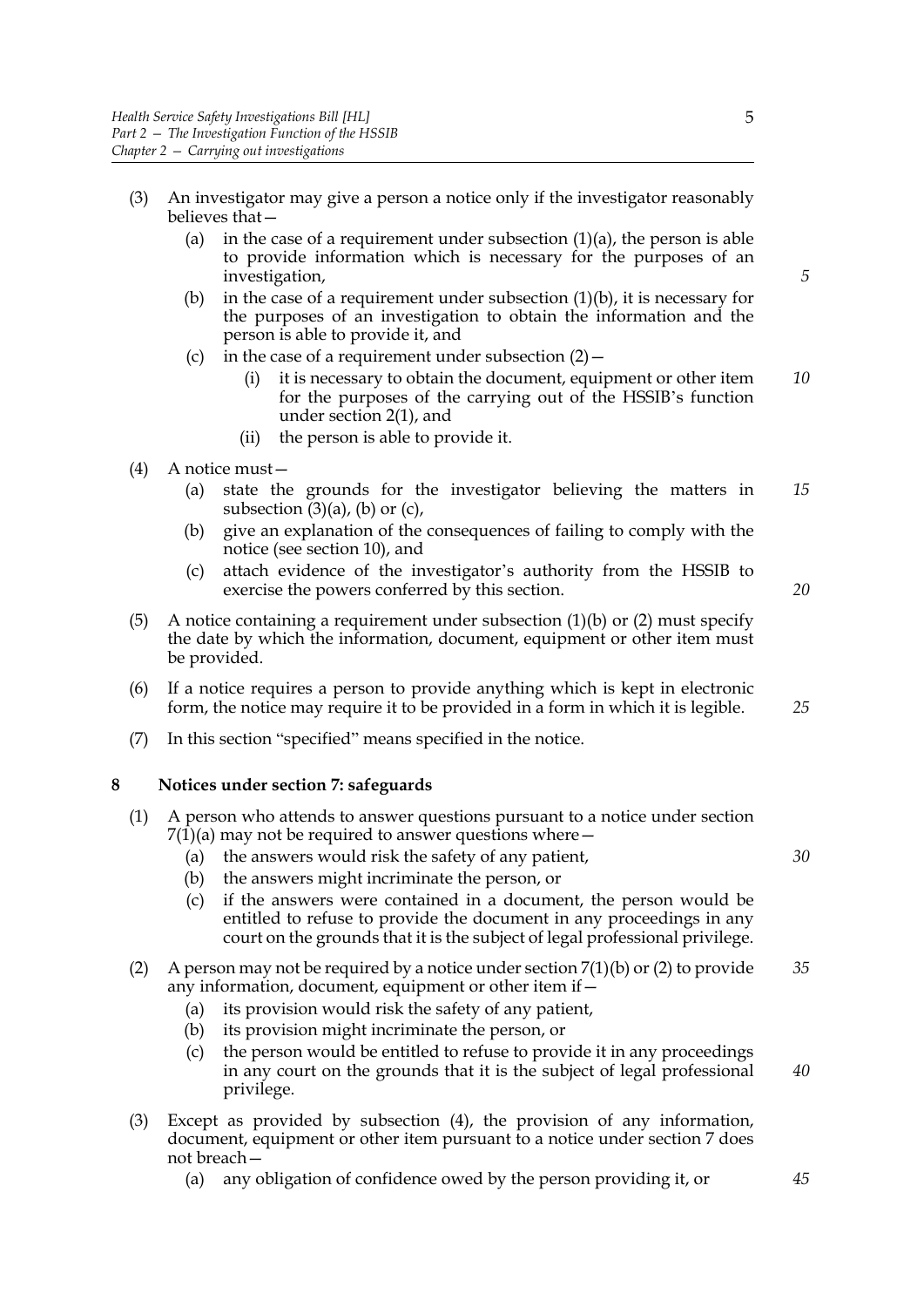(3) An investigator may give a person a notice only if the investigator reasonably believes that—

  (a) in the case of a requirement under subsection (1)(a), the person is able to provide information which is necessary for the purposes of an investigation,

  (b) in the case of a requirement under subsection (1)(b), it is necessary for the purposes of an investigation to obtain the information and the person is able to provide it, and

  (c) in the case of a requirement under subsection (2)—

    (i) it is necessary to obtain the document, equipment or other item for the purposes of the carrying out of the HSSIB's function under section 2(1), and

    (ii) the person is able to provide it.

(4) A notice must—

  (a) state the grounds for the investigator believing the matters in subsection (3)(a), (b) or (c),

  (b) give an explanation of the consequences of failing to comply with the notice (see section 10), and

  (c) attach evidence of the investigator's authority from the HSSIB to exercise the powers conferred by this section.

(5) A notice containing a requirement under subsection (1)(b) or (2) must specify the date by which the information, document, equipment or other item must be provided.

(6) If a notice requires a person to provide anything which is kept in electronic form, the notice may require it to be provided in a form in which it is legible.

(7) In this section "specified" means specified in the notice.

## 8 Notices under section 7: safeguards

(1) A person who attends to answer questions pursuant to a notice under section 7(1)(a) may not be required to answer questions where—

  (a) the answers would risk the safety of any patient,

  (b) the answers might incriminate the person, or

  (c) if the answers were contained in a document, the person would be entitled to refuse to provide the document in any proceedings in any court on the grounds that it is the subject of legal professional privilege.

(2) A person may not be required by a notice under section 7(1)(b) or (2) to provide any information, document, equipment or other item if—

  (a) its provision would risk the safety of any patient,

  (b) its provision might incriminate the person, or

  (c) the person would be entitled to refuse to provide it in any proceedings in any court on the grounds that it is the subject of legal professional privilege.

(3) Except as provided by subsection (4), the provision of any information, document, equipment or other item pursuant to a notice under section 7 does not breach—

  (a) any obligation of confidence owed by the person providing it, or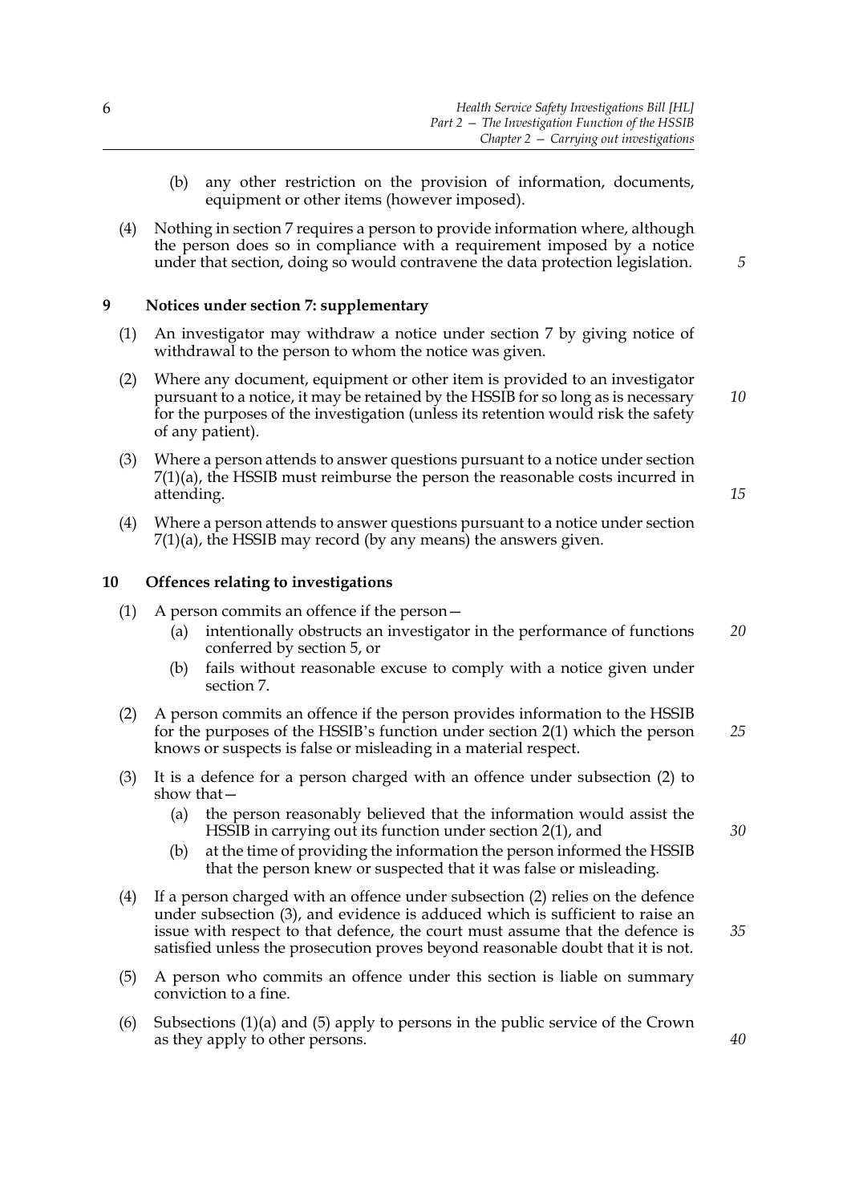(b) any other restriction on the provision of information, documents, equipment or other items (however imposed).

(4) Nothing in section 7 requires a person to provide information where, although the person does so in compliance with a requirement imposed by a notice under that section, doing so would contravene the data protection legislation.

### 9 Notices under section 7: supplementary

(1) An investigator may withdraw a notice under section 7 by giving notice of withdrawal to the person to whom the notice was given.

(2) Where any document, equipment or other item is provided to an investigator pursuant to a notice, it may be retained by the HSSIB for so long as is necessary for the purposes of the investigation (unless its retention would risk the safety of any patient).

(3) Where a person attends to answer questions pursuant to a notice under section 7(1)(a), the HSSIB must reimburse the person the reasonable costs incurred in attending.

(4) Where a person attends to answer questions pursuant to a notice under section 7(1)(a), the HSSIB may record (by any means) the answers given.

### 10 Offences relating to investigations

(1) A person commits an offence if the person—

- (a) intentionally obstructs an investigator in the performance of functions conferred by section 5, or
- (b) fails without reasonable excuse to comply with a notice given under section 7.

(2) A person commits an offence if the person provides information to the HSSIB for the purposes of the HSSIB's function under section 2(1) which the person knows or suspects is false or misleading in a material respect.

(3) It is a defence for a person charged with an offence under subsection (2) to show that—

- (a) the person reasonably believed that the information would assist the HSSIB in carrying out its function under section 2(1), and
- (b) at the time of providing the information the person informed the HSSIB that the person knew or suspected that it was false or misleading.

(4) If a person charged with an offence under subsection (2) relies on the defence under subsection (3), and evidence is adduced which is sufficient to raise an issue with respect to that defence, the court must assume that the defence is satisfied unless the prosecution proves beyond reasonable doubt that it is not.

(5) A person who commits an offence under this section is liable on summary conviction to a fine.

(6) Subsections (1)(a) and (5) apply to persons in the public service of the Crown as they apply to other persons.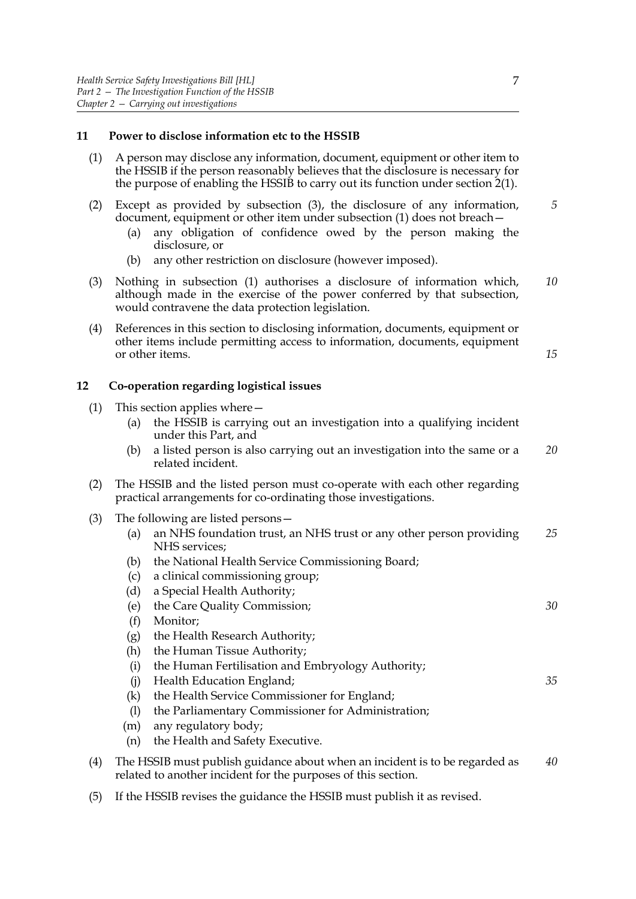## 11 Power to disclose information etc to the HSSIB

(1) A person may disclose any information, document, equipment or other item to the HSSIB if the person reasonably believes that the disclosure is necessary for the purpose of enabling the HSSIB to carry out its function under section 2(1).

(2) Except as provided by subsection (3), the disclosure of any information, document, equipment or other item under subsection (1) does not breach—

- (a) any obligation of confidence owed by the person making the disclosure, or
- (b) any other restriction on disclosure (however imposed).

(3) Nothing in subsection (1) authorises a disclosure of information which, although made in the exercise of the power conferred by that subsection, would contravene the data protection legislation.

(4) References in this section to disclosing information, documents, equipment or other items include permitting access to information, documents, equipment or other items.

## 12 Co-operation regarding logistical issues

(1) This section applies where—

- (a) the HSSIB is carrying out an investigation into a qualifying incident under this Part, and
- (b) a listed person is also carrying out an investigation into the same or a related incident.

(2) The HSSIB and the listed person must co-operate with each other regarding practical arrangements for co-ordinating those investigations.

(3) The following are listed persons—

- (a) an NHS foundation trust, an NHS trust or any other person providing NHS services;
- (b) the National Health Service Commissioning Board;
- (c) a clinical commissioning group;
- (d) a Special Health Authority;
- (e) the Care Quality Commission;
- (f) Monitor;
- (g) the Health Research Authority;
- (h) the Human Tissue Authority;
- (i) the Human Fertilisation and Embryology Authority;
- (j) Health Education England;
- (k) the Health Service Commissioner for England;
- (l) the Parliamentary Commissioner for Administration;
- (m) any regulatory body;
- (n) the Health and Safety Executive.

(4) The HSSIB must publish guidance about when an incident is to be regarded as related to another incident for the purposes of this section.

(5) If the HSSIB revises the guidance the HSSIB must publish it as revised.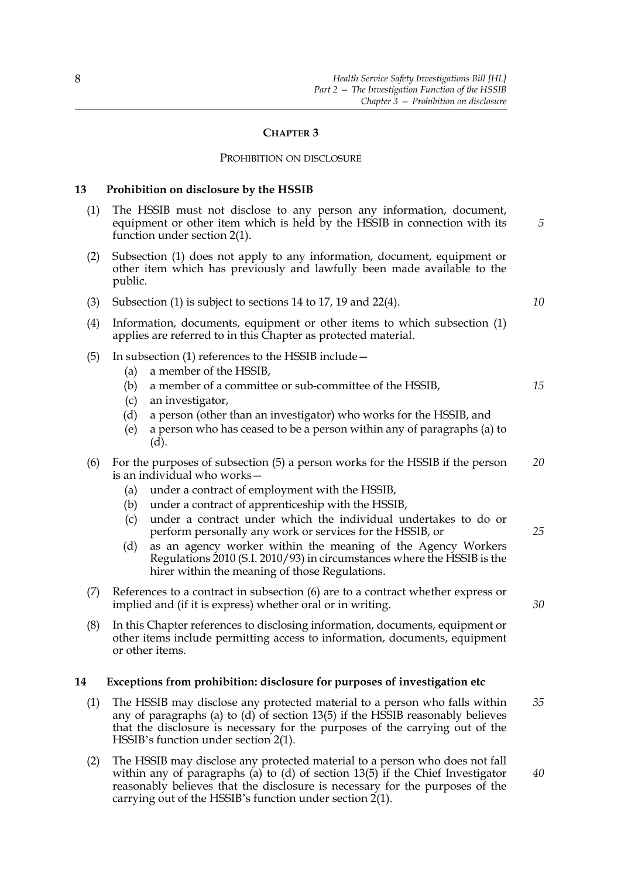## CHAPTER 3

### PROHIBITION ON DISCLOSURE

**13 Prohibition on disclosure by the HSSIB**

(1) The HSSIB must not disclose to any person any information, document, equipment or other item which is held by the HSSIB in connection with its function under section 2(1).

(2) Subsection (1) does not apply to any information, document, equipment or other item which has previously and lawfully been made available to the public.

(3) Subsection (1) is subject to sections 14 to 17, 19 and 22(4).

(4) Information, documents, equipment or other items to which subsection (1) applies are referred to in this Chapter as protected material.

(5) In subsection (1) references to the HSSIB include—

- (a) a member of the HSSIB,
- (b) a member of a committee or sub-committee of the HSSIB,
- (c) an investigator,
- (d) a person (other than an investigator) who works for the HSSIB, and
- (e) a person who has ceased to be a person within any of paragraphs (a) to (d).

(6) For the purposes of subsection (5) a person works for the HSSIB if the person is an individual who works—

- (a) under a contract of employment with the HSSIB,
- (b) under a contract of apprenticeship with the HSSIB,
- (c) under a contract under which the individual undertakes to do or perform personally any work or services for the HSSIB, or
- (d) as an agency worker within the meaning of the Agency Workers Regulations 2010 (S.I. 2010/93) in circumstances where the HSSIB is the hirer within the meaning of those Regulations.

(7) References to a contract in subsection (6) are to a contract whether express or implied and (if it is express) whether oral or in writing.

(8) In this Chapter references to disclosing information, documents, equipment or other items include permitting access to information, documents, equipment or other items.

**14 Exceptions from prohibition: disclosure for purposes of investigation etc**

(1) The HSSIB may disclose any protected material to a person who falls within any of paragraphs (a) to (d) of section 13(5) if the HSSIB reasonably believes that the disclosure is necessary for the purposes of the carrying out of the HSSIB's function under section 2(1).

(2) The HSSIB may disclose any protected material to a person who does not fall within any of paragraphs (a) to (d) of section 13(5) if the Chief Investigator reasonably believes that the disclosure is necessary for the purposes of the carrying out of the HSSIB's function under section 2(1).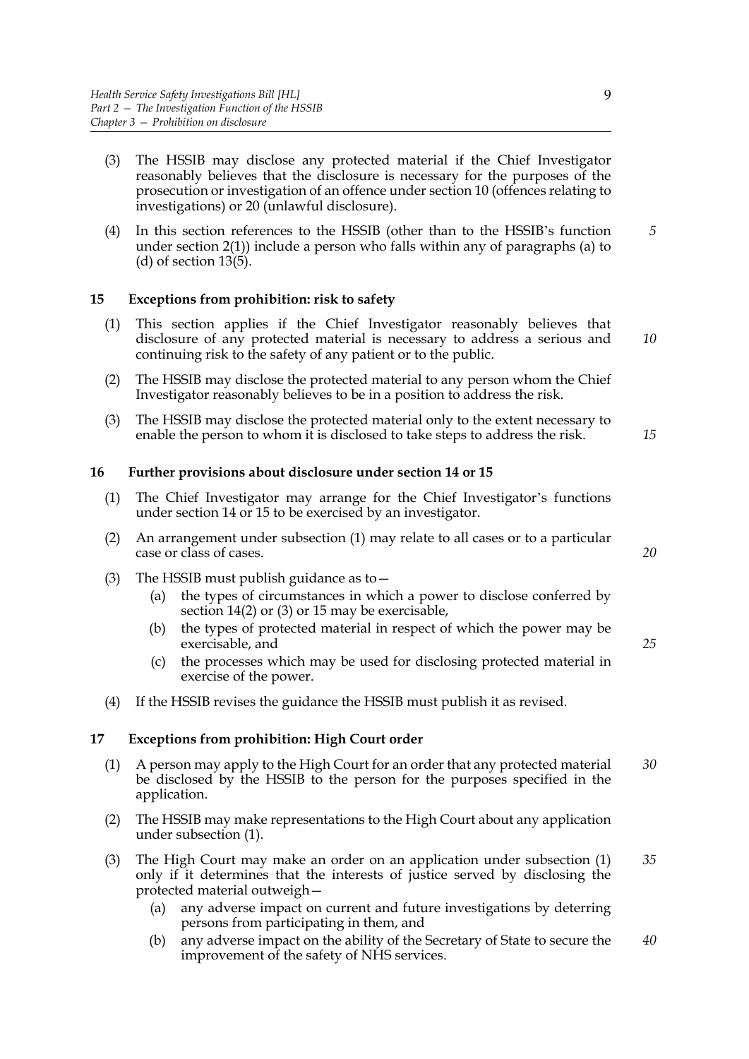(3) The HSSIB may disclose any protected material if the Chief Investigator reasonably believes that the disclosure is necessary for the purposes of the prosecution or investigation of an offence under section 10 (offences relating to investigations) or 20 (unlawful disclosure).

(4) In this section references to the HSSIB (other than to the HSSIB's function under section 2(1)) include a person who falls within any of paragraphs (a) to (d) of section 13(5).

### 15 Exceptions from prohibition: risk to safety

(1) This section applies if the Chief Investigator reasonably believes that disclosure of any protected material is necessary to address a serious and continuing risk to the safety of any patient or to the public.

(2) The HSSIB may disclose the protected material to any person whom the Chief Investigator reasonably believes to be in a position to address the risk.

(3) The HSSIB may disclose the protected material only to the extent necessary to enable the person to whom it is disclosed to take steps to address the risk.

### 16 Further provisions about disclosure under section 14 or 15

(1) The Chief Investigator may arrange for the Chief Investigator's functions under section 14 or 15 to be exercised by an investigator.

(2) An arrangement under subsection (1) may relate to all cases or to a particular case or class of cases.

(3) The HSSIB must publish guidance as to—
   (a) the types of circumstances in which a power to disclose conferred by section 14(2) or (3) or 15 may be exercisable,
   (b) the types of protected material in respect of which the power may be exercisable, and
   (c) the processes which may be used for disclosing protected material in exercise of the power.

(4) If the HSSIB revises the guidance the HSSIB must publish it as revised.

### 17 Exceptions from prohibition: High Court order

(1) A person may apply to the High Court for an order that any protected material be disclosed by the HSSIB to the person for the purposes specified in the application.

(2) The HSSIB may make representations to the High Court about any application under subsection (1).

(3) The High Court may make an order on an application under subsection (1) only if it determines that the interests of justice served by disclosing the protected material outweigh—
   (a) any adverse impact on current and future investigations by deterring persons from participating in them, and
   (b) any adverse impact on the ability of the Secretary of State to secure the improvement of the safety of NHS services.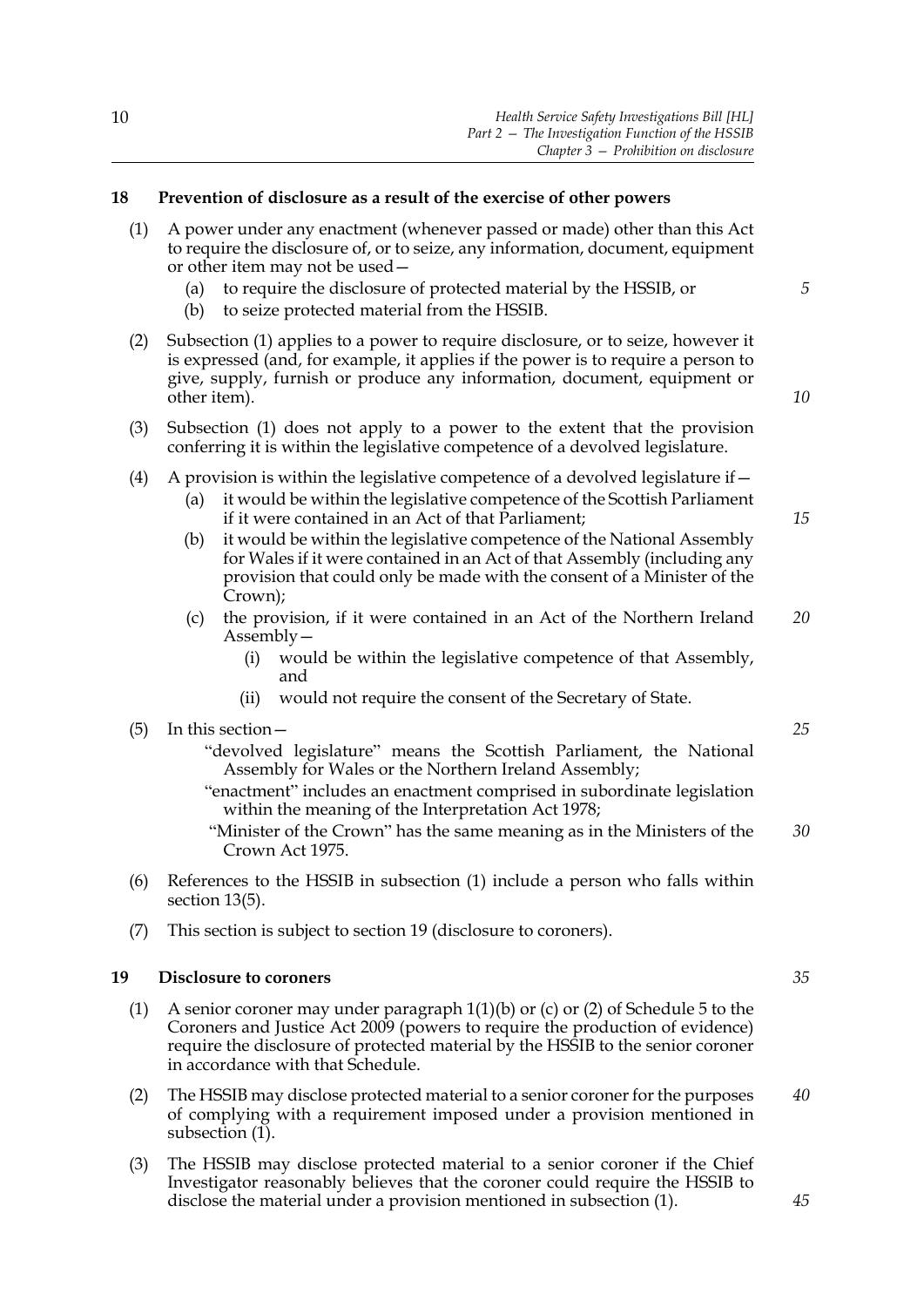## 18 Prevention of disclosure as a result of the exercise of other powers

(1) A power under any enactment (whenever passed or made) other than this Act to require the disclosure of, or to seize, any information, document, equipment or other item may not be used—

  (a) to require the disclosure of protected material by the HSSIB, or

  (b) to seize protected material from the HSSIB.

(2) Subsection (1) applies to a power to require disclosure, or to seize, however it is expressed (and, for example, it applies if the power is to require a person to give, supply, furnish or produce any information, document, equipment or other item).

(3) Subsection (1) does not apply to a power to the extent that the provision conferring it is within the legislative competence of a devolved legislature.

(4) A provision is within the legislative competence of a devolved legislature if—

  (a) it would be within the legislative competence of the Scottish Parliament if it were contained in an Act of that Parliament;

  (b) it would be within the legislative competence of the National Assembly for Wales if it were contained in an Act of that Assembly (including any provision that could only be made with the consent of a Minister of the Crown);

  (c) the provision, if it were contained in an Act of the Northern Ireland Assembly—

    (i) would be within the legislative competence of that Assembly, and

    (ii) would not require the consent of the Secretary of State.

(5) In this section—

  "devolved legislature" means the Scottish Parliament, the National Assembly for Wales or the Northern Ireland Assembly;

  "enactment" includes an enactment comprised in subordinate legislation within the meaning of the Interpretation Act 1978;

  "Minister of the Crown" has the same meaning as in the Ministers of the Crown Act 1975.

(6) References to the HSSIB in subsection (1) include a person who falls within section 13(5).

(7) This section is subject to section 19 (disclosure to coroners).

## 19 Disclosure to coroners

(1) A senior coroner may under paragraph 1(1)(b) or (c) or (2) of Schedule 5 to the Coroners and Justice Act 2009 (powers to require the production of evidence) require the disclosure of protected material by the HSSIB to the senior coroner in accordance with that Schedule.

(2) The HSSIB may disclose protected material to a senior coroner for the purposes of complying with a requirement imposed under a provision mentioned in subsection (1).

(3) The HSSIB may disclose protected material to a senior coroner if the Chief Investigator reasonably believes that the coroner could require the HSSIB to disclose the material under a provision mentioned in subsection (1).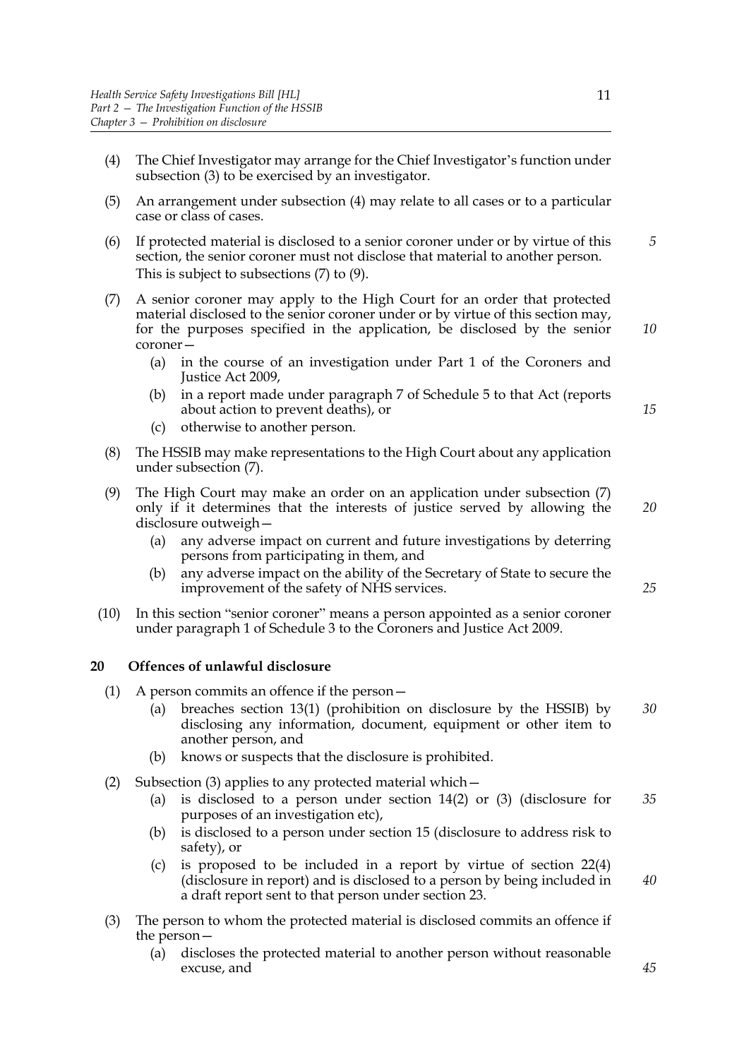(4) The Chief Investigator may arrange for the Chief Investigator's function under subsection (3) to be exercised by an investigator.

(5) An arrangement under subsection (4) may relate to all cases or to a particular case or class of cases.

(6) If protected material is disclosed to a senior coroner under or by virtue of this section, the senior coroner must not disclose that material to another person. This is subject to subsections (7) to (9).

(7) A senior coroner may apply to the High Court for an order that protected material disclosed to the senior coroner under or by virtue of this section may, for the purposes specified in the application, be disclosed by the senior coroner—

  (a) in the course of an investigation under Part 1 of the Coroners and Justice Act 2009,

  (b) in a report made under paragraph 7 of Schedule 5 to that Act (reports about action to prevent deaths), or

  (c) otherwise to another person.

(8) The HSSIB may make representations to the High Court about any application under subsection (7).

(9) The High Court may make an order on an application under subsection (7) only if it determines that the interests of justice served by allowing the disclosure outweigh—

  (a) any adverse impact on current and future investigations by deterring persons from participating in them, and

  (b) any adverse impact on the ability of the Secretary of State to secure the improvement of the safety of NHS services.

(10) In this section "senior coroner" means a person appointed as a senior coroner under paragraph 1 of Schedule 3 to the Coroners and Justice Act 2009.

### 20 Offences of unlawful disclosure

(1) A person commits an offence if the person—

  (a) breaches section 13(1) (prohibition on disclosure by the HSSIB) by disclosing any information, document, equipment or other item to another person, and

  (b) knows or suspects that the disclosure is prohibited.

(2) Subsection (3) applies to any protected material which—

  (a) is disclosed to a person under section 14(2) or (3) (disclosure for purposes of an investigation etc),

  (b) is disclosed to a person under section 15 (disclosure to address risk to safety), or

  (c) is proposed to be included in a report by virtue of section 22(4) (disclosure in report) and is disclosed to a person by being included in a draft report sent to that person under section 23.

(3) The person to whom the protected material is disclosed commits an offence if the person—

  (a) discloses the protected material to another person without reasonable excuse, and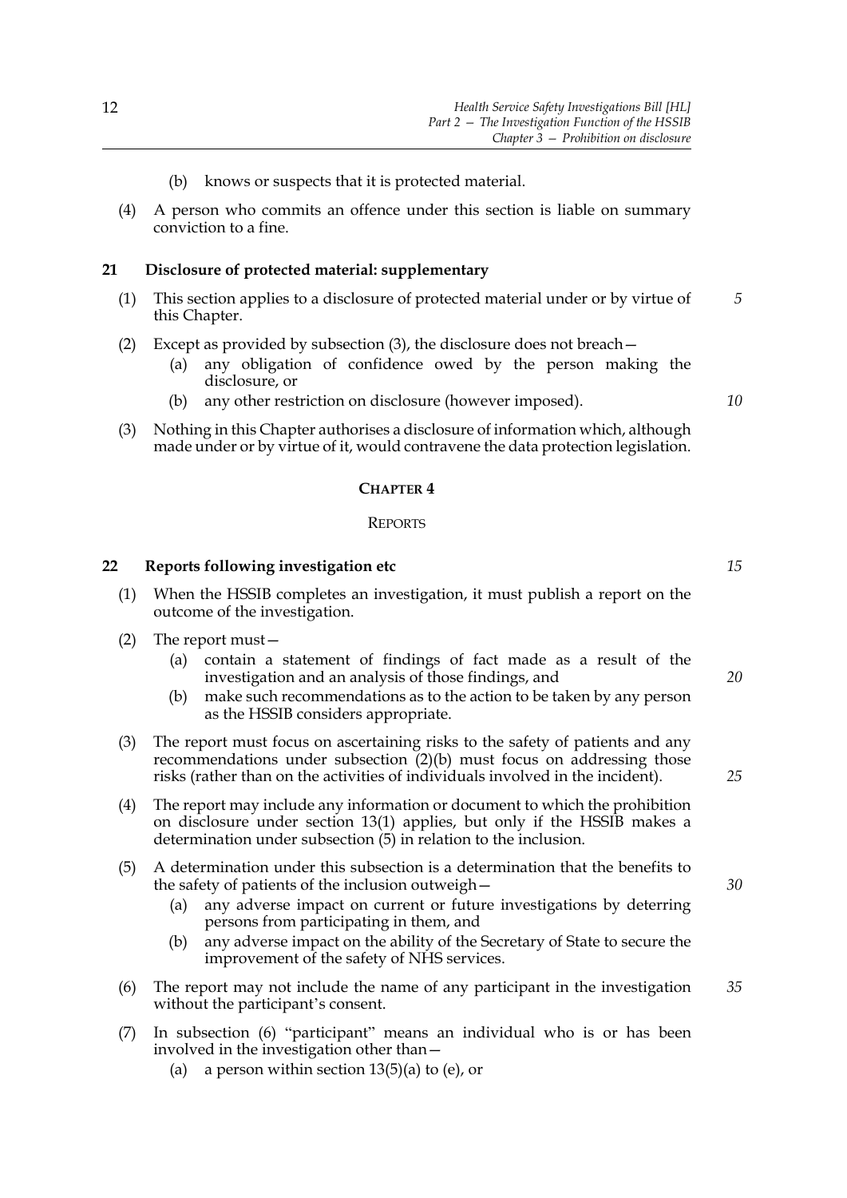(b) knows or suspects that it is protected material.

(4) A person who commits an offence under this section is liable on summary conviction to a fine.

**21 Disclosure of protected material: supplementary**

(1) This section applies to a disclosure of protected material under or by virtue of this Chapter.

(2) Except as provided by subsection (3), the disclosure does not breach—

(a) any obligation of confidence owed by the person making the disclosure, or

(b) any other restriction on disclosure (however imposed).

(3) Nothing in this Chapter authorises a disclosure of information which, although made under or by virtue of it, would contravene the data protection legislation.

## CHAPTER 4

### REPORTS

**22 Reports following investigation etc**

(1) When the HSSIB completes an investigation, it must publish a report on the outcome of the investigation.

(2) The report must—

(a) contain a statement of findings of fact made as a result of the investigation and an analysis of those findings, and

(b) make such recommendations as to the action to be taken by any person as the HSSIB considers appropriate.

(3) The report must focus on ascertaining risks to the safety of patients and any recommendations under subsection (2)(b) must focus on addressing those risks (rather than on the activities of individuals involved in the incident).

(4) The report may include any information or document to which the prohibition on disclosure under section 13(1) applies, but only if the HSSIB makes a determination under subsection (5) in relation to the inclusion.

(5) A determination under this subsection is a determination that the benefits to the safety of patients of the inclusion outweigh—

(a) any adverse impact on current or future investigations by deterring persons from participating in them, and

(b) any adverse impact on the ability of the Secretary of State to secure the improvement of the safety of NHS services.

(6) The report may not include the name of any participant in the investigation without the participant's consent.

(7) In subsection (6) "participant" means an individual who is or has been involved in the investigation other than—

(a) a person within section 13(5)(a) to (e), or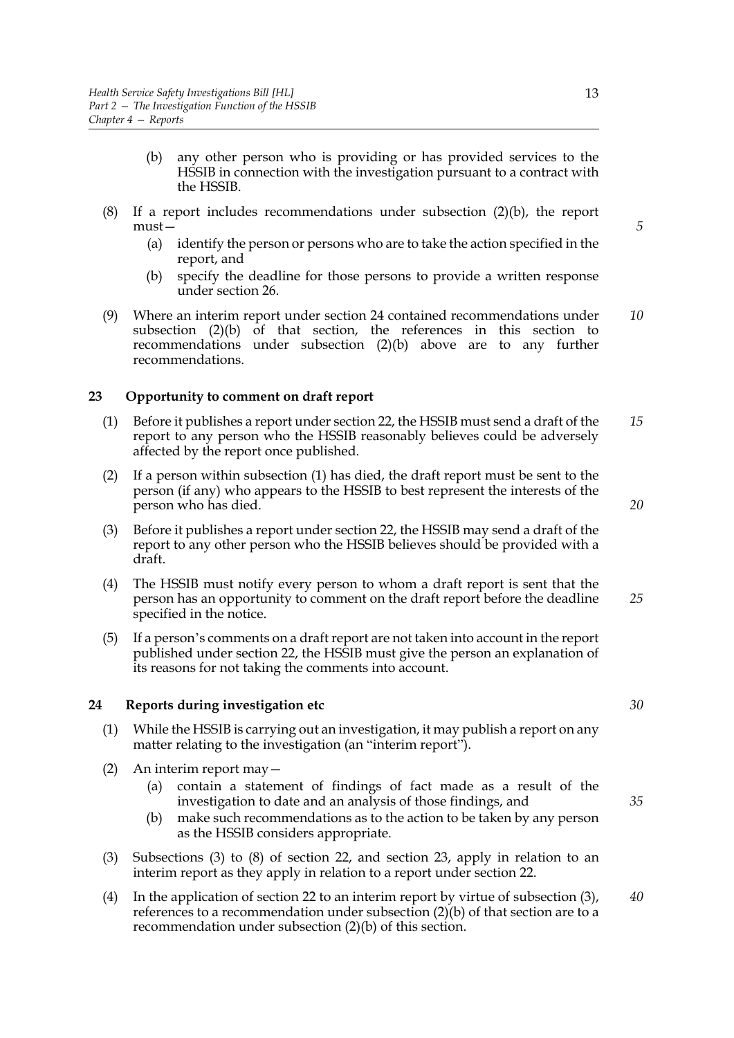(b) any other person who is providing or has provided services to the HSSIB in connection with the investigation pursuant to a contract with the HSSIB.

(8) If a report includes recommendations under subsection (2)(b), the report must—

(a) identify the person or persons who are to take the action specified in the report, and

(b) specify the deadline for those persons to provide a written response under section 26.

(9) Where an interim report under section 24 contained recommendations under subsection (2)(b) of that section, the references in this section to recommendations under subsection (2)(b) above are to any further recommendations.

### 23 Opportunity to comment on draft report

(1) Before it publishes a report under section 22, the HSSIB must send a draft of the report to any person who the HSSIB reasonably believes could be adversely affected by the report once published.

(2) If a person within subsection (1) has died, the draft report must be sent to the person (if any) who appears to the HSSIB to best represent the interests of the person who has died.

(3) Before it publishes a report under section 22, the HSSIB may send a draft of the report to any other person who the HSSIB believes should be provided with a draft.

(4) The HSSIB must notify every person to whom a draft report is sent that the person has an opportunity to comment on the draft report before the deadline specified in the notice.

(5) If a person's comments on a draft report are not taken into account in the report published under section 22, the HSSIB must give the person an explanation of its reasons for not taking the comments into account.

### 24 Reports during investigation etc

(1) While the HSSIB is carrying out an investigation, it may publish a report on any matter relating to the investigation (an "interim report").

(2) An interim report may—

(a) contain a statement of findings of fact made as a result of the investigation to date and an analysis of those findings, and

(b) make such recommendations as to the action to be taken by any person as the HSSIB considers appropriate.

(3) Subsections (3) to (8) of section 22, and section 23, apply in relation to an interim report as they apply in relation to a report under section 22.

(4) In the application of section 22 to an interim report by virtue of subsection (3), references to a recommendation under subsection (2)(b) of that section are to a recommendation under subsection (2)(b) of this section.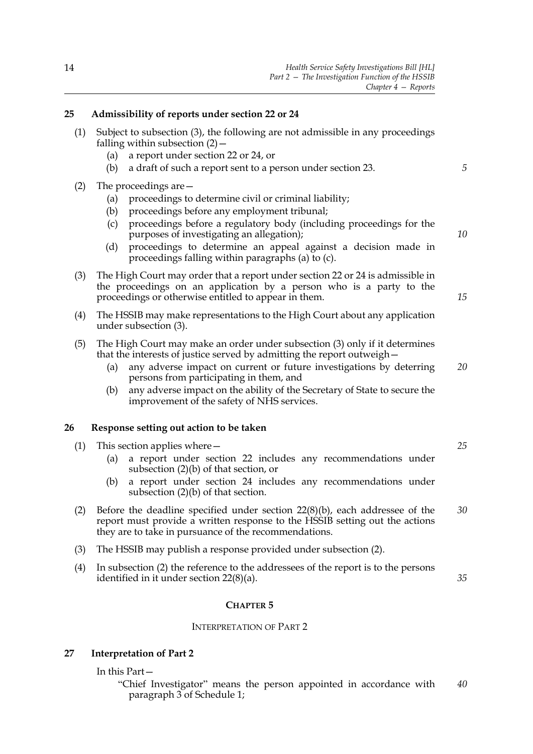### 25 Admissibility of reports under section 22 or 24

(1) Subject to subsection (3), the following are not admissible in any proceedings falling within subsection (2)—

- (a) a report under section 22 or 24, or
- (b) a draft of such a report sent to a person under section 23.

(2) The proceedings are—

- (a) proceedings to determine civil or criminal liability;
- (b) proceedings before any employment tribunal;
- (c) proceedings before a regulatory body (including proceedings for the purposes of investigating an allegation);
- (d) proceedings to determine an appeal against a decision made in proceedings falling within paragraphs (a) to (c).

(3) The High Court may order that a report under section 22 or 24 is admissible in the proceedings on an application by a person who is a party to the proceedings or otherwise entitled to appear in them.

(4) The HSSIB may make representations to the High Court about any application under subsection (3).

(5) The High Court may make an order under subsection (3) only if it determines that the interests of justice served by admitting the report outweigh—

- (a) any adverse impact on current or future investigations by deterring persons from participating in them, and
- (b) any adverse impact on the ability of the Secretary of State to secure the improvement of the safety of NHS services.

### 26 Response setting out action to be taken

(1) This section applies where—

- (a) a report under section 22 includes any recommendations under subsection (2)(b) of that section, or
- (b) a report under section 24 includes any recommendations under subsection (2)(b) of that section.

(2) Before the deadline specified under section 22(8)(b), each addressee of the report must provide a written response to the HSSIB setting out the actions they are to take in pursuance of the recommendations.

(3) The HSSIB may publish a response provided under subsection (2).

(4) In subsection (2) the reference to the addressees of the report is to the persons identified in it under section 22(8)(a).

## CHAPTER 5

## INTERPRETATION OF PART 2

### 27 Interpretation of Part 2

In this Part—

"Chief Investigator" means the person appointed in accordance with paragraph 3 of Schedule 1;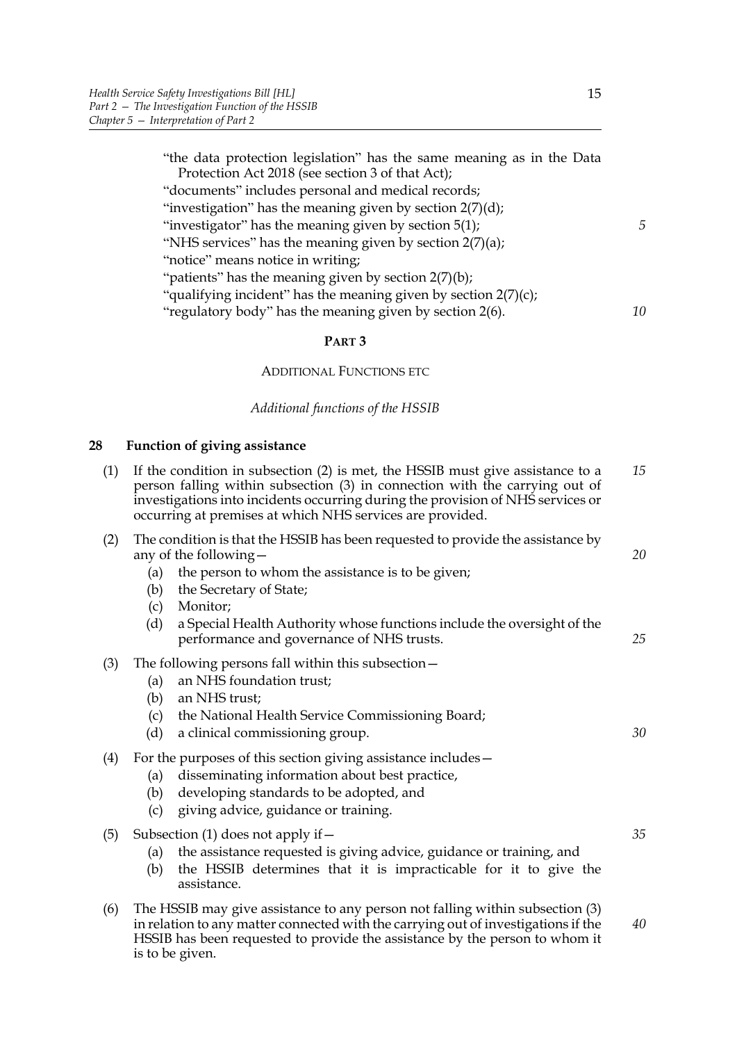"the data protection legislation" has the same meaning as in the Data Protection Act 2018 (see section 3 of that Act);

"documents" includes personal and medical records;

"investigation" has the meaning given by section 2(7)(d);

"investigator" has the meaning given by section 5(1);

"NHS services" has the meaning given by section 2(7)(a);

"notice" means notice in writing;

"patients" has the meaning given by section 2(7)(b);

"qualifying incident" has the meaning given by section 2(7)(c);

"regulatory body" has the meaning given by section 2(6).

## PART 3

### ADDITIONAL FUNCTIONS ETC

*Additional functions of the HSSIB*

#### 28 Function of giving assistance

(1) If the condition in subsection (2) is met, the HSSIB must give assistance to a person falling within subsection (3) in connection with the carrying out of investigations into incidents occurring during the provision of NHS services or occurring at premises at which NHS services are provided.

(2) The condition is that the HSSIB has been requested to provide the assistance by any of the following—

- (a) the person to whom the assistance is to be given;
- (b) the Secretary of State;
- (c) Monitor;
- (d) a Special Health Authority whose functions include the oversight of the performance and governance of NHS trusts.

(3) The following persons fall within this subsection—

- (a) an NHS foundation trust;
- (b) an NHS trust;
- (c) the National Health Service Commissioning Board;
- (d) a clinical commissioning group.

(4) For the purposes of this section giving assistance includes—

- (a) disseminating information about best practice,
- (b) developing standards to be adopted, and
- (c) giving advice, guidance or training.

(5) Subsection (1) does not apply if—

- (a) the assistance requested is giving advice, guidance or training, and
- (b) the HSSIB determines that it is impracticable for it to give the assistance.

(6) The HSSIB may give assistance to any person not falling within subsection (3) in relation to any matter connected with the carrying out of investigations if the HSSIB has been requested to provide the assistance by the person to whom it is to be given.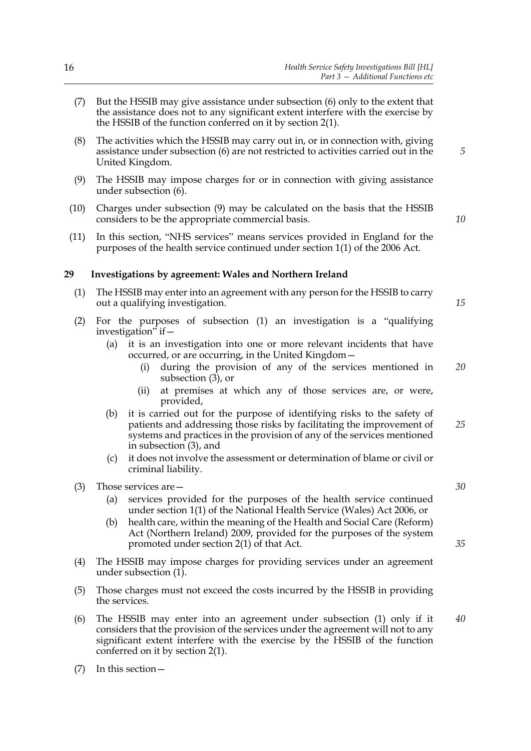(7) But the HSSIB may give assistance under subsection (6) only to the extent that the assistance does not to any significant extent interfere with the exercise by the HSSIB of the function conferred on it by section 2(1).

(8) The activities which the HSSIB may carry out in, or in connection with, giving assistance under subsection (6) are not restricted to activities carried out in the United Kingdom.

(9) The HSSIB may impose charges for or in connection with giving assistance under subsection (6).

(10) Charges under subsection (9) may be calculated on the basis that the HSSIB considers to be the appropriate commercial basis.

(11) In this section, "NHS services" means services provided in England for the purposes of the health service continued under section 1(1) of the 2006 Act.

### 29 Investigations by agreement: Wales and Northern Ireland

(1) The HSSIB may enter into an agreement with any person for the HSSIB to carry out a qualifying investigation.

(2) For the purposes of subsection (1) an investigation is a "qualifying investigation" if—

  (a) it is an investigation into one or more relevant incidents that have occurred, or are occurring, in the United Kingdom—

    (i) during the provision of any of the services mentioned in subsection (3), or

    (ii) at premises at which any of those services are, or were, provided,

  (b) it is carried out for the purpose of identifying risks to the safety of patients and addressing those risks by facilitating the improvement of systems and practices in the provision of any of the services mentioned in subsection (3), and

  (c) it does not involve the assessment or determination of blame or civil or criminal liability.

(3) Those services are—

  (a) services provided for the purposes of the health service continued under section 1(1) of the National Health Service (Wales) Act 2006, or

  (b) health care, within the meaning of the Health and Social Care (Reform) Act (Northern Ireland) 2009, provided for the purposes of the system promoted under section 2(1) of that Act.

(4) The HSSIB may impose charges for providing services under an agreement under subsection (1).

(5) Those charges must not exceed the costs incurred by the HSSIB in providing the services.

(6) The HSSIB may enter into an agreement under subsection (1) only if it considers that the provision of the services under the agreement will not to any significant extent interfere with the exercise by the HSSIB of the function conferred on it by section 2(1).

(7) In this section—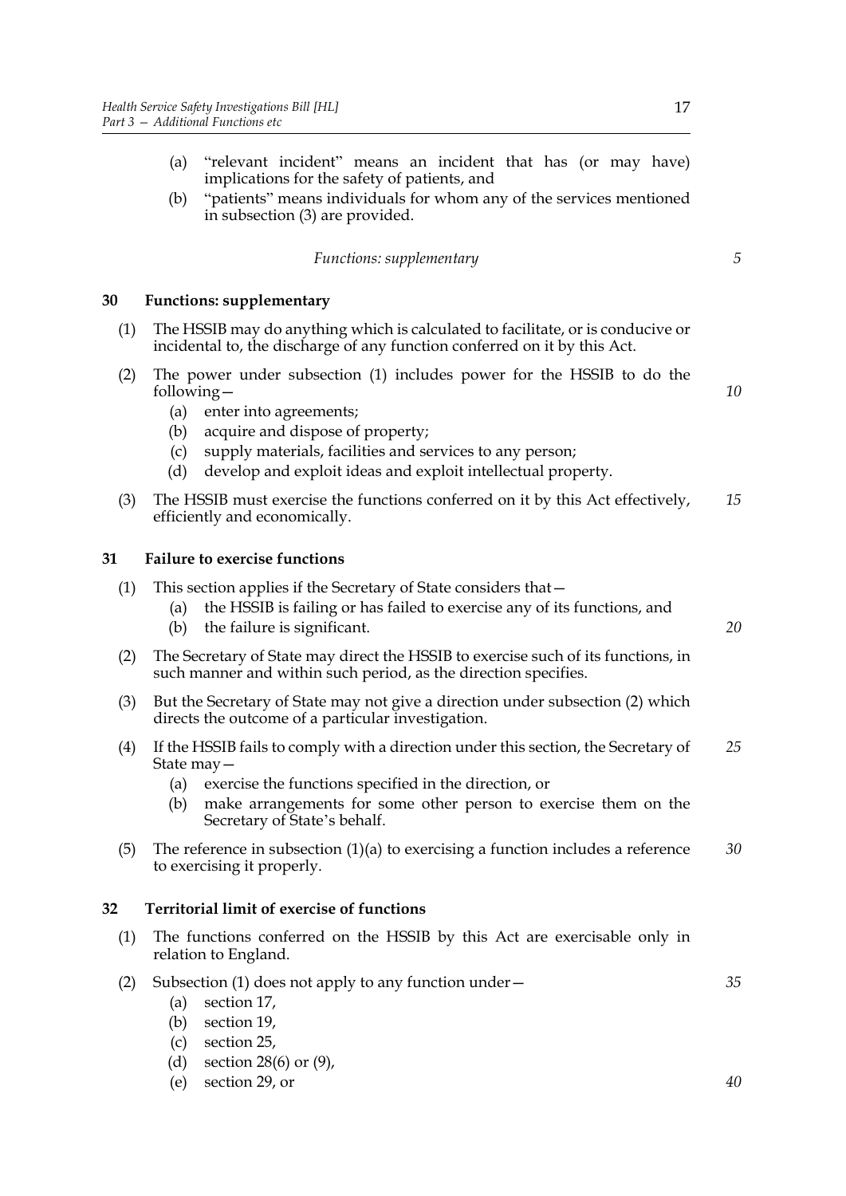(a) "relevant incident" means an incident that has (or may have) implications for the safety of patients, and

(b) "patients" means individuals for whom any of the services mentioned in subsection (3) are provided.

*Functions: supplementary*

### 30 Functions: supplementary

(1) The HSSIB may do anything which is calculated to facilitate, or is conducive or incidental to, the discharge of any function conferred on it by this Act.

(2) The power under subsection (1) includes power for the HSSIB to do the following—

  (a) enter into agreements;

  (b) acquire and dispose of property;

  (c) supply materials, facilities and services to any person;

  (d) develop and exploit ideas and exploit intellectual property.

(3) The HSSIB must exercise the functions conferred on it by this Act effectively, efficiently and economically.

### 31 Failure to exercise functions

(1) This section applies if the Secretary of State considers that—

  (a) the HSSIB is failing or has failed to exercise any of its functions, and

  (b) the failure is significant.

(2) The Secretary of State may direct the HSSIB to exercise such of its functions, in such manner and within such period, as the direction specifies.

(3) But the Secretary of State may not give a direction under subsection (2) which directs the outcome of a particular investigation.

(4) If the HSSIB fails to comply with a direction under this section, the Secretary of State may—

  (a) exercise the functions specified in the direction, or

  (b) make arrangements for some other person to exercise them on the Secretary of State's behalf.

(5) The reference in subsection (1)(a) to exercising a function includes a reference to exercising it properly.

### 32 Territorial limit of exercise of functions

(1) The functions conferred on the HSSIB by this Act are exercisable only in relation to England.

(2) Subsection (1) does not apply to any function under—

  (a) section 17,

  (b) section 19,

  (c) section 25,

  (d) section 28(6) or (9),

  (e) section 29, or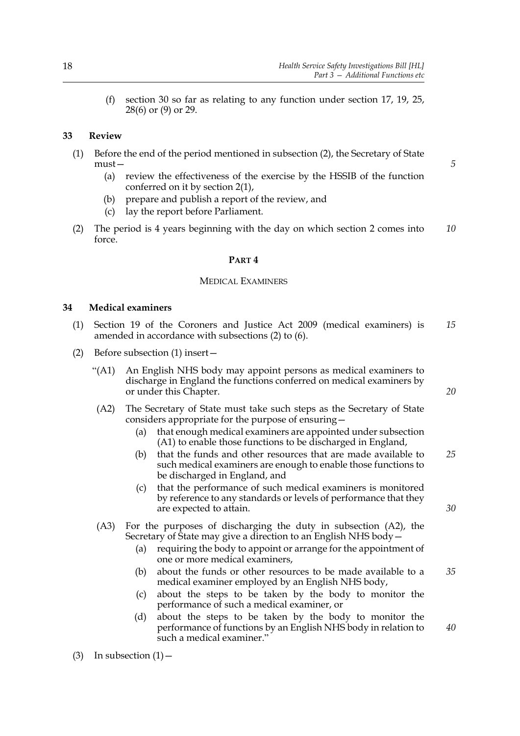(f) section 30 so far as relating to any function under section 17, 19, 25, 28(6) or (9) or 29.

### 33 Review

(1) Before the end of the period mentioned in subsection (2), the Secretary of State must—

(a) review the effectiveness of the exercise by the HSSIB of the function conferred on it by section 2(1),

(b) prepare and publish a report of the review, and

(c) lay the report before Parliament.

(2) The period is 4 years beginning with the day on which section 2 comes into force.

## PART 4

## MEDICAL EXAMINERS

### 34 Medical examiners

(1) Section 19 of the Coroners and Justice Act 2009 (medical examiners) is amended in accordance with subsections (2) to (6).

(2) Before subsection (1) insert—

"(A1) An English NHS body may appoint persons as medical examiners to discharge in England the functions conferred on medical examiners by or under this Chapter.

(A2) The Secretary of State must take such steps as the Secretary of State considers appropriate for the purpose of ensuring—

(a) that enough medical examiners are appointed under subsection (A1) to enable those functions to be discharged in England,

(b) that the funds and other resources that are made available to such medical examiners are enough to enable those functions to be discharged in England, and

(c) that the performance of such medical examiners is monitored by reference to any standards or levels of performance that they are expected to attain.

(A3) For the purposes of discharging the duty in subsection (A2), the Secretary of State may give a direction to an English NHS body—

(a) requiring the body to appoint or arrange for the appointment of one or more medical examiners,

(b) about the funds or other resources to be made available to a medical examiner employed by an English NHS body,

(c) about the steps to be taken by the body to monitor the performance of such a medical examiner, or

(d) about the steps to be taken by the body to monitor the performance of functions by an English NHS body in relation to such a medical examiner."

(3) In subsection (1)—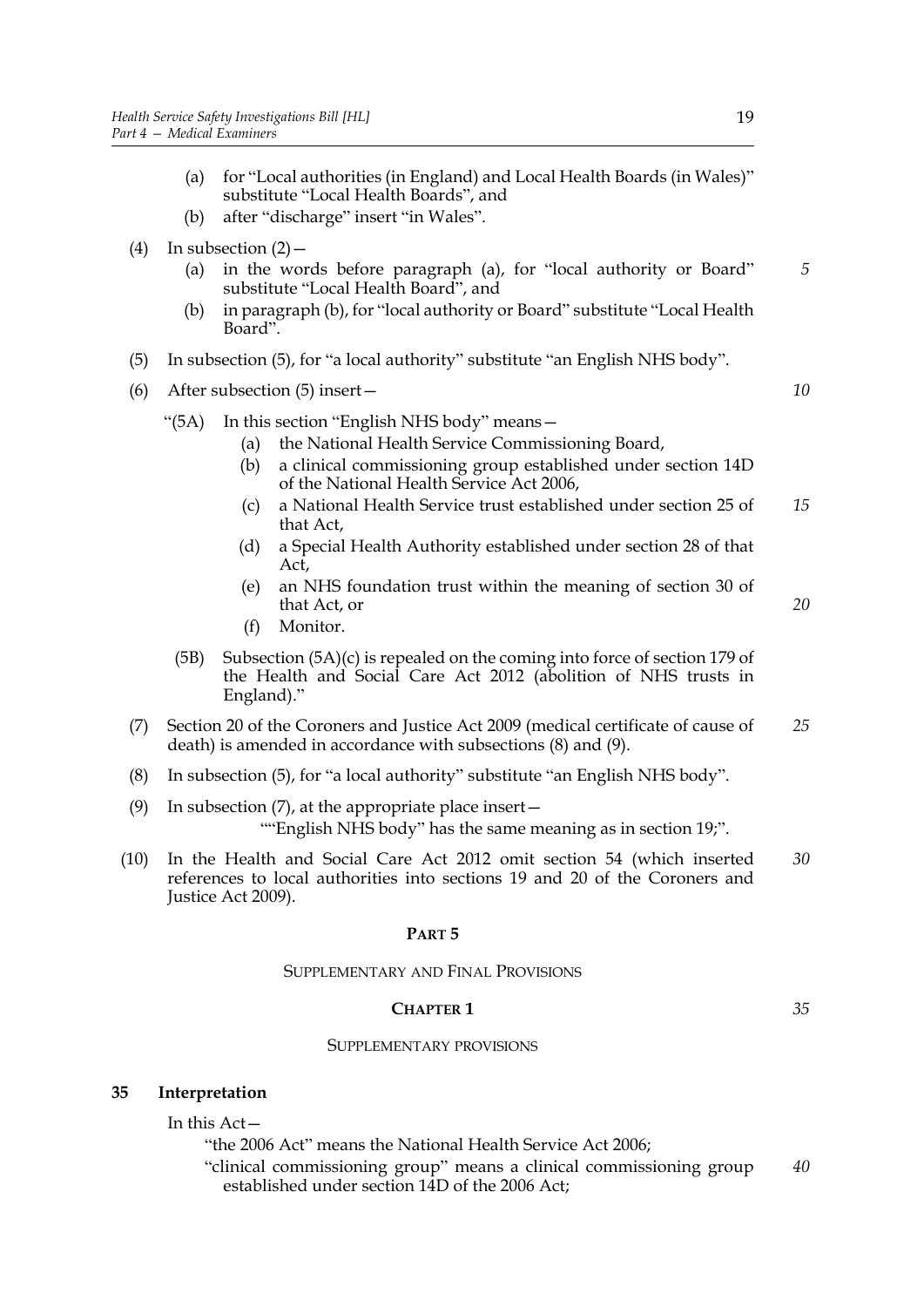(a) for "Local authorities (in England) and Local Health Boards (in Wales)" substitute "Local Health Boards", and

(b) after "discharge" insert "in Wales".

(4) In subsection (2)—

(a) in the words before paragraph (a), for "local authority or Board" substitute "Local Health Board", and

(b) in paragraph (b), for "local authority or Board" substitute "Local Health Board".

(5) In subsection (5), for "a local authority" substitute "an English NHS body".

(6) After subsection (5) insert—

"(5A) In this section "English NHS body" means—

(a) the National Health Service Commissioning Board,

(b) a clinical commissioning group established under section 14D of the National Health Service Act 2006,

(c) a National Health Service trust established under section 25 of that Act,

(d) a Special Health Authority established under section 28 of that Act,

(e) an NHS foundation trust within the meaning of section 30 of that Act, or

(f) Monitor.

(5B) Subsection (5A)(c) is repealed on the coming into force of section 179 of the Health and Social Care Act 2012 (abolition of NHS trusts in England)."

(7) Section 20 of the Coroners and Justice Act 2009 (medical certificate of cause of death) is amended in accordance with subsections (8) and (9).

(8) In subsection (5), for "a local authority" substitute "an English NHS body".

(9) In subsection (7), at the appropriate place insert—

""English NHS body" has the same meaning as in section 19;".

(10) In the Health and Social Care Act 2012 omit section 54 (which inserted references to local authorities into sections 19 and 20 of the Coroners and Justice Act 2009).

## PART 5

### SUPPLEMENTARY AND FINAL PROVISIONS

#### CHAPTER 1

#### SUPPLEMENTARY PROVISIONS

**35 Interpretation**

In this Act—

"the 2006 Act" means the National Health Service Act 2006;

"clinical commissioning group" means a clinical commissioning group established under section 14D of the 2006 Act;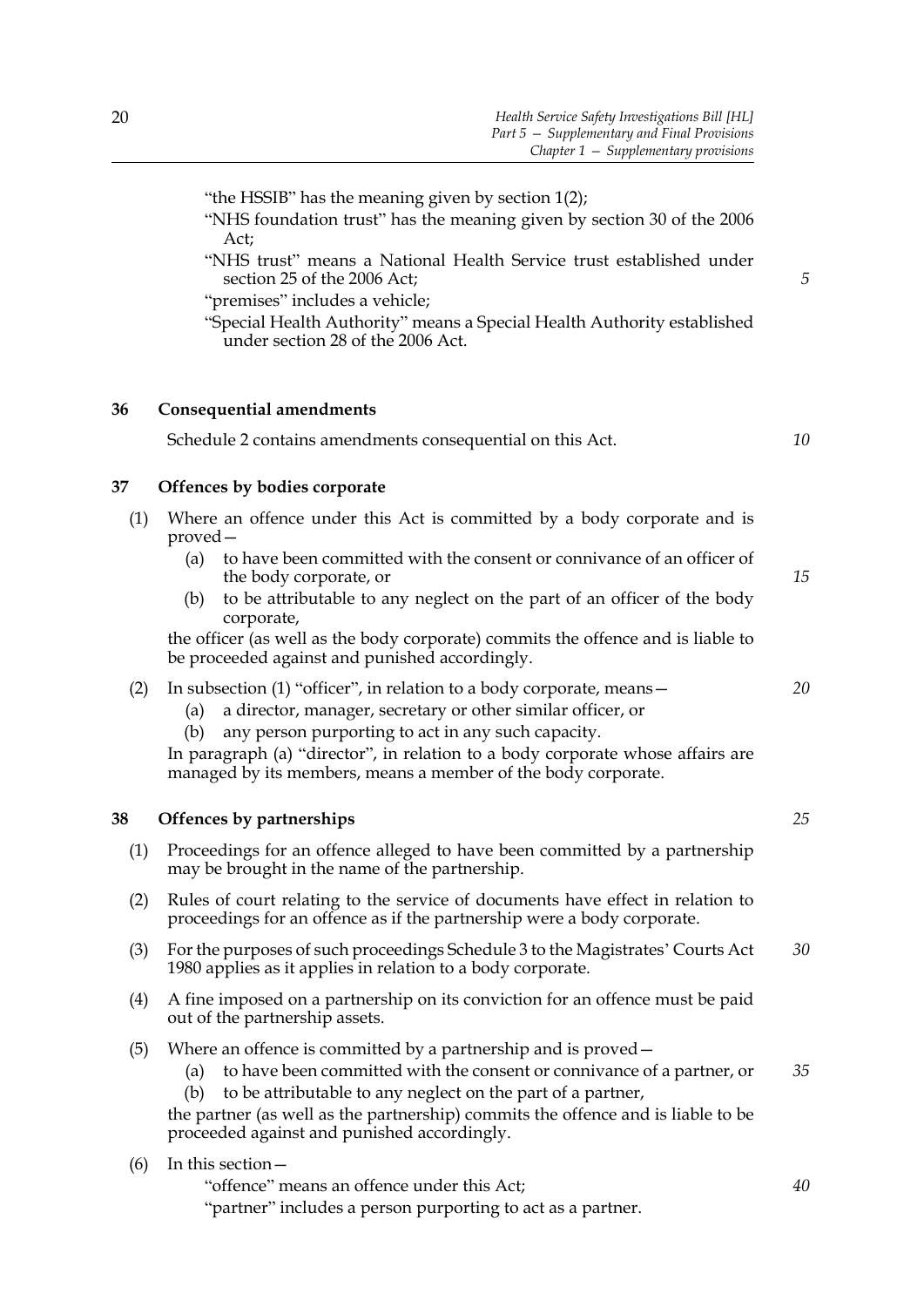"the HSSIB" has the meaning given by section 1(2);

"NHS foundation trust" has the meaning given by section 30 of the 2006 Act;

"NHS trust" means a National Health Service trust established under section 25 of the 2006 Act;

"premises" includes a vehicle;

"Special Health Authority" means a Special Health Authority established under section 28 of the 2006 Act.

### 36 Consequential amendments

Schedule 2 contains amendments consequential on this Act.

### 37 Offences by bodies corporate

(1) Where an offence under this Act is committed by a body corporate and is proved—

(a) to have been committed with the consent or connivance of an officer of the body corporate, or

(b) to be attributable to any neglect on the part of an officer of the body corporate,

the officer (as well as the body corporate) commits the offence and is liable to be proceeded against and punished accordingly.

(2) In subsection (1) "officer", in relation to a body corporate, means—

(a) a director, manager, secretary or other similar officer, or

(b) any person purporting to act in any such capacity.

In paragraph (a) "director", in relation to a body corporate whose affairs are managed by its members, means a member of the body corporate.

### 38 Offences by partnerships

(1) Proceedings for an offence alleged to have been committed by a partnership may be brought in the name of the partnership.

(2) Rules of court relating to the service of documents have effect in relation to proceedings for an offence as if the partnership were a body corporate.

(3) For the purposes of such proceedings Schedule 3 to the Magistrates' Courts Act 1980 applies as it applies in relation to a body corporate.

(4) A fine imposed on a partnership on its conviction for an offence must be paid out of the partnership assets.

(5) Where an offence is committed by a partnership and is proved—

(a) to have been committed with the consent or connivance of a partner, or

(b) to be attributable to any neglect on the part of a partner,

the partner (as well as the partnership) commits the offence and is liable to be proceeded against and punished accordingly.

(6) In this section—

"offence" means an offence under this Act;

"partner" includes a person purporting to act as a partner.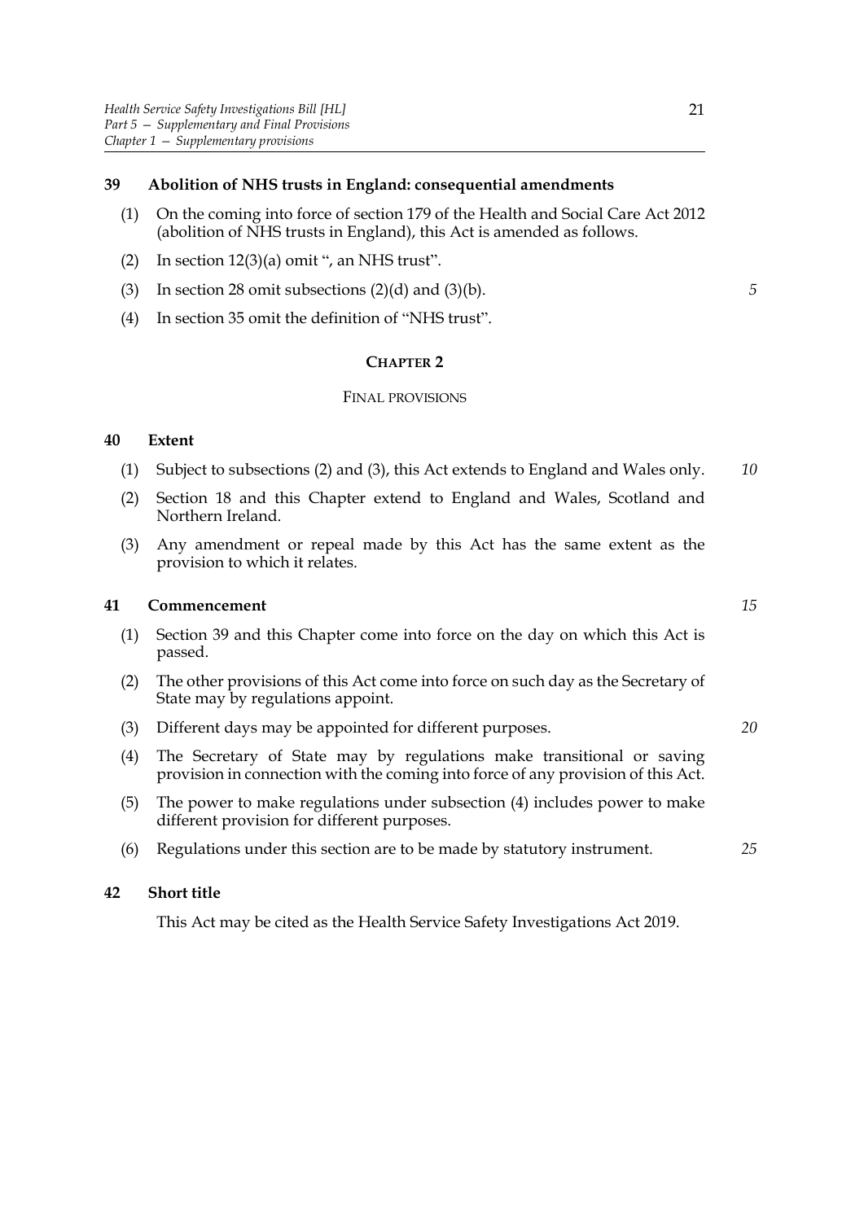### 39 Abolition of NHS trusts in England: consequential amendments

(1) On the coming into force of section 179 of the Health and Social Care Act 2012 (abolition of NHS trusts in England), this Act is amended as follows.

(2) In section 12(3)(a) omit ", an NHS trust".

(3) In section 28 omit subsections (2)(d) and (3)(b).

(4) In section 35 omit the definition of "NHS trust".

## CHAPTER 2

### FINAL PROVISIONS

### 40 Extent

(1) Subject to subsections (2) and (3), this Act extends to England and Wales only.

(2) Section 18 and this Chapter extend to England and Wales, Scotland and Northern Ireland.

(3) Any amendment or repeal made by this Act has the same extent as the provision to which it relates.

### 41 Commencement

(1) Section 39 and this Chapter come into force on the day on which this Act is passed.

(2) The other provisions of this Act come into force on such day as the Secretary of State may by regulations appoint.

(3) Different days may be appointed for different purposes.

(4) The Secretary of State may by regulations make transitional or saving provision in connection with the coming into force of any provision of this Act.

(5) The power to make regulations under subsection (4) includes power to make different provision for different purposes.

(6) Regulations under this section are to be made by statutory instrument.

### 42 Short title

This Act may be cited as the Health Service Safety Investigations Act 2019.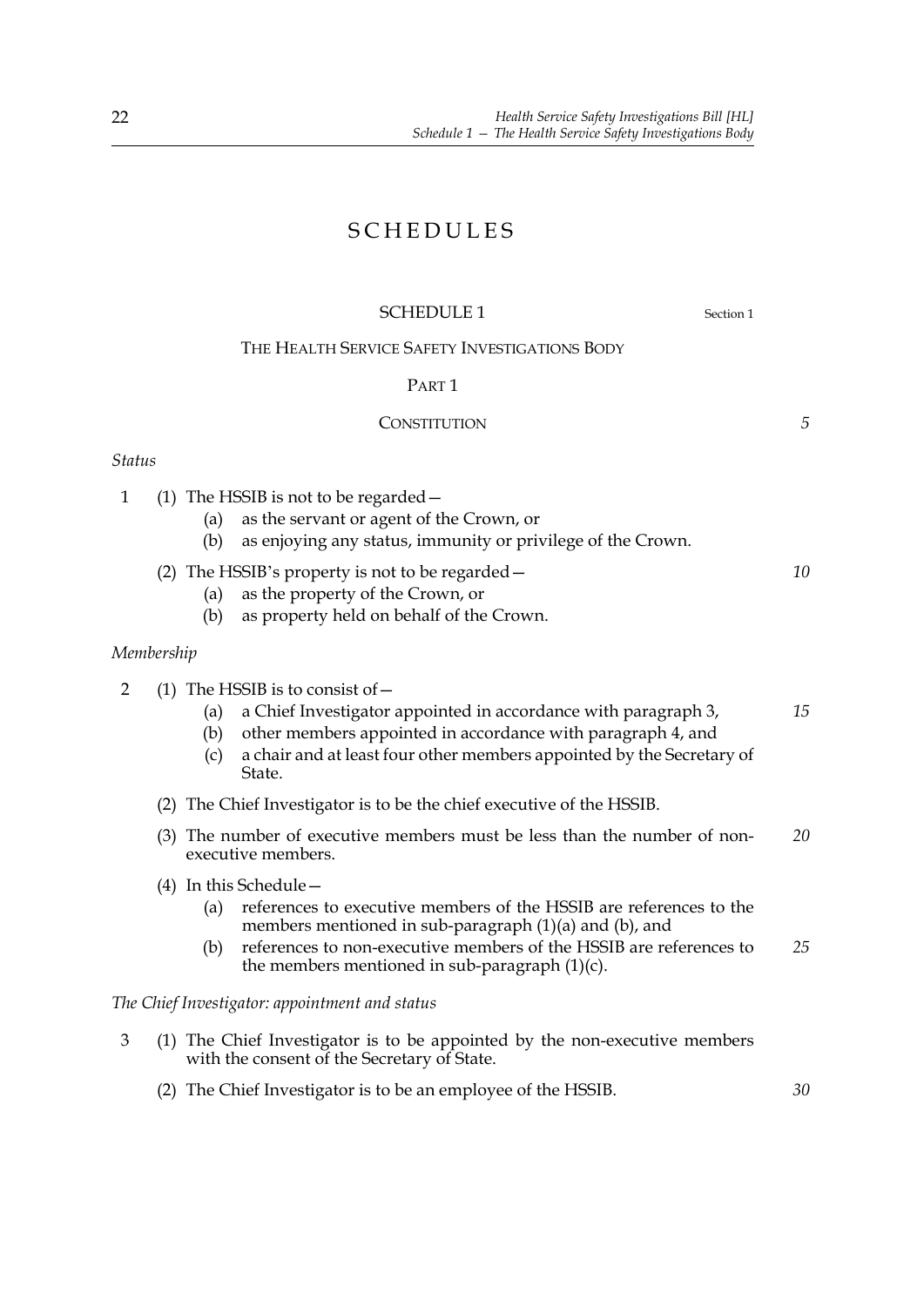# SCHEDULES

## SCHEDULE 1

Section 1

### THE HEALTH SERVICE SAFETY INVESTIGATIONS BODY

#### PART 1

#### CONSTITUTION

*Status*

1 (1) The HSSIB is not to be regarded—

(a) as the servant or agent of the Crown, or

(b) as enjoying any status, immunity or privilege of the Crown.

(2) The HSSIB's property is not to be regarded—

(a) as the property of the Crown, or

(b) as property held on behalf of the Crown.

*Membership*

2 (1) The HSSIB is to consist of—

(a) a Chief Investigator appointed in accordance with paragraph 3,

(b) other members appointed in accordance with paragraph 4, and

(c) a chair and at least four other members appointed by the Secretary of State.

(2) The Chief Investigator is to be the chief executive of the HSSIB.

(3) The number of executive members must be less than the number of non-executive members.

(4) In this Schedule—

(a) references to executive members of the HSSIB are references to the members mentioned in sub-paragraph (1)(a) and (b), and

(b) references to non-executive members of the HSSIB are references to the members mentioned in sub-paragraph (1)(c).

*The Chief Investigator: appointment and status*

3 (1) The Chief Investigator is to be appointed by the non-executive members with the consent of the Secretary of State.

(2) The Chief Investigator is to be an employee of the HSSIB.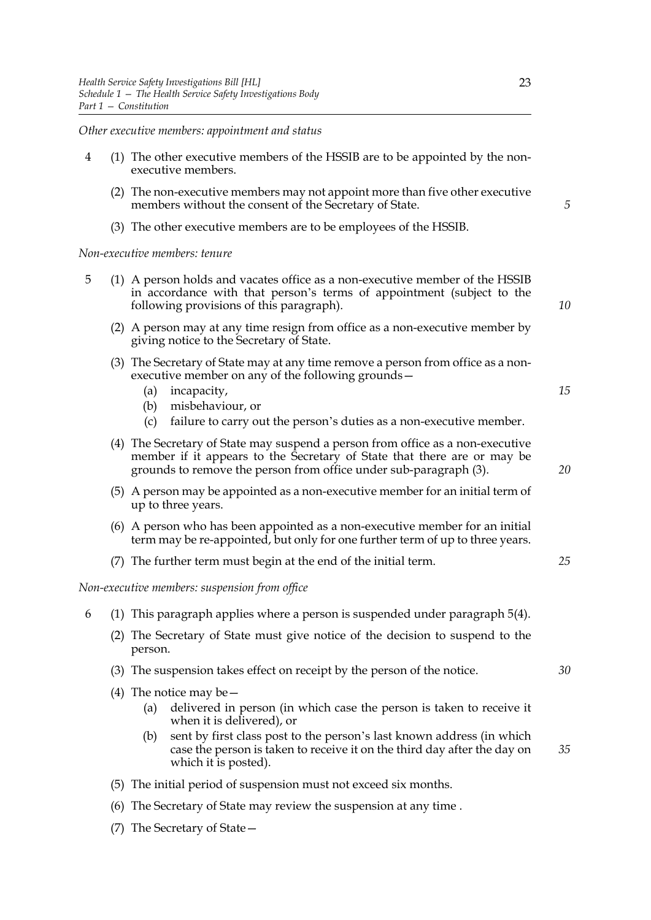*Other executive members: appointment and status*

4 (1) The other executive members of the HSSIB are to be appointed by the non-executive members.

(2) The non-executive members may not appoint more than five other executive members without the consent of the Secretary of State.

(3) The other executive members are to be employees of the HSSIB.

*Non-executive members: tenure*

5 (1) A person holds and vacates office as a non-executive member of the HSSIB in accordance with that person's terms of appointment (subject to the following provisions of this paragraph).

(2) A person may at any time resign from office as a non-executive member by giving notice to the Secretary of State.

(3) The Secretary of State may at any time remove a person from office as a non-executive member on any of the following grounds—

(a) incapacity,

(b) misbehaviour, or

(c) failure to carry out the person's duties as a non-executive member.

(4) The Secretary of State may suspend a person from office as a non-executive member if it appears to the Secretary of State that there are or may be grounds to remove the person from office under sub-paragraph (3).

(5) A person may be appointed as a non-executive member for an initial term of up to three years.

(6) A person who has been appointed as a non-executive member for an initial term may be re-appointed, but only for one further term of up to three years.

(7) The further term must begin at the end of the initial term.

*Non-executive members: suspension from office*

6 (1) This paragraph applies where a person is suspended under paragraph 5(4).

(2) The Secretary of State must give notice of the decision to suspend to the person.

(3) The suspension takes effect on receipt by the person of the notice.

(4) The notice may be—

(a) delivered in person (in which case the person is taken to receive it when it is delivered), or

(b) sent by first class post to the person's last known address (in which case the person is taken to receive it on the third day after the day on which it is posted).

(5) The initial period of suspension must not exceed six months.

(6) The Secretary of State may review the suspension at any time .

(7) The Secretary of State—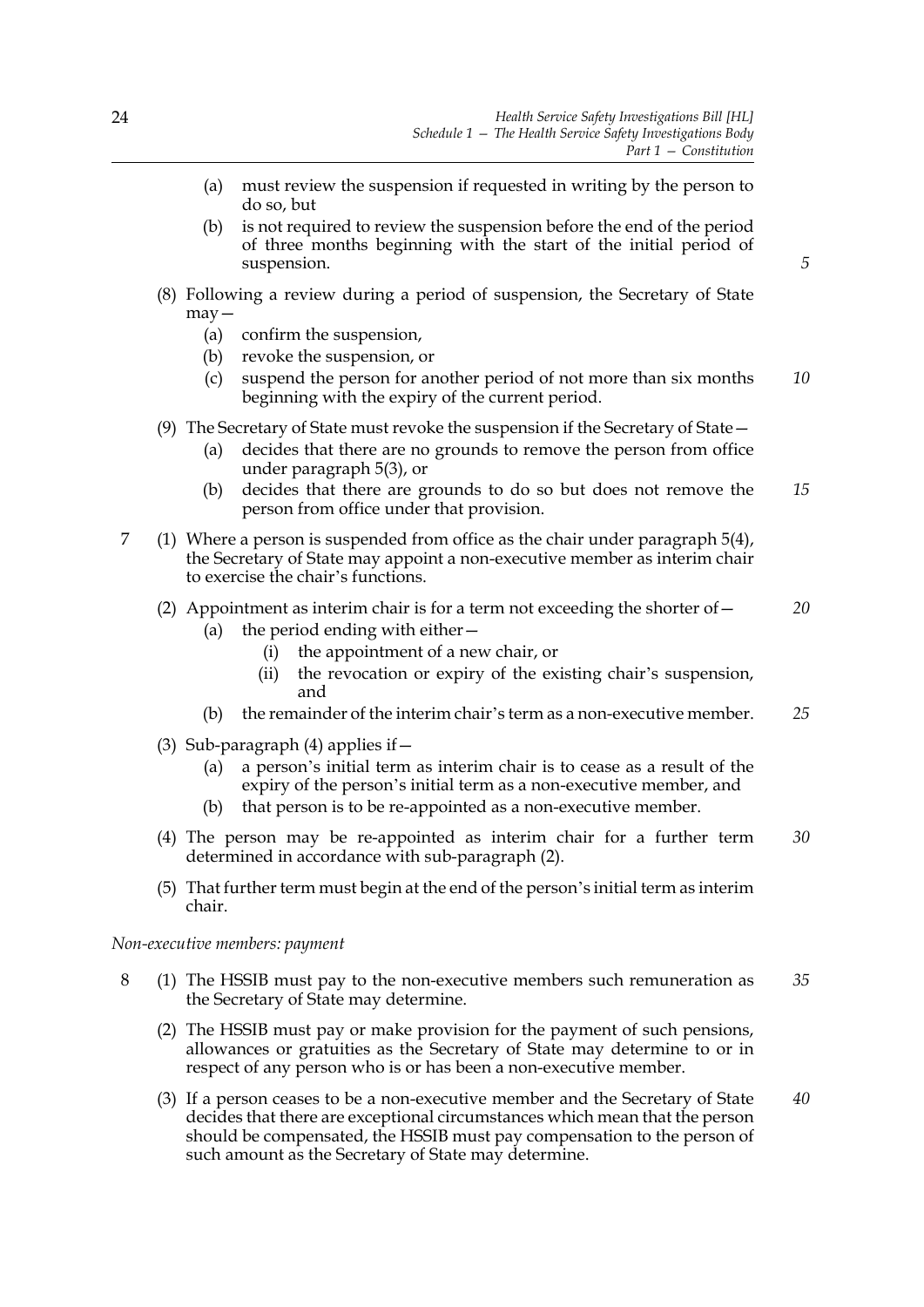(a) must review the suspension if requested in writing by the person to do so, but

(b) is not required to review the suspension before the end of the period of three months beginning with the start of the initial period of suspension.

(8) Following a review during a period of suspension, the Secretary of State may—

(a) confirm the suspension,

(b) revoke the suspension, or

(c) suspend the person for another period of not more than six months beginning with the expiry of the current period.

(9) The Secretary of State must revoke the suspension if the Secretary of State—

(a) decides that there are no grounds to remove the person from office under paragraph 5(3), or

(b) decides that there are grounds to do so but does not remove the person from office under that provision.

7 (1) Where a person is suspended from office as the chair under paragraph 5(4), the Secretary of State may appoint a non-executive member as interim chair to exercise the chair's functions.

(2) Appointment as interim chair is for a term not exceeding the shorter of—

(a) the period ending with either—

(i) the appointment of a new chair, or

(ii) the revocation or expiry of the existing chair's suspension, and

(b) the remainder of the interim chair's term as a non-executive member.

(3) Sub-paragraph (4) applies if—

(a) a person's initial term as interim chair is to cease as a result of the expiry of the person's initial term as a non-executive member, and

(b) that person is to be re-appointed as a non-executive member.

(4) The person may be re-appointed as interim chair for a further term determined in accordance with sub-paragraph (2).

(5) That further term must begin at the end of the person's initial term as interim chair.

*Non-executive members: payment*

8 (1) The HSSIB must pay to the non-executive members such remuneration as the Secretary of State may determine.

(2) The HSSIB must pay or make provision for the payment of such pensions, allowances or gratuities as the Secretary of State may determine to or in respect of any person who is or has been a non-executive member.

(3) If a person ceases to be a non-executive member and the Secretary of State decides that there are exceptional circumstances which mean that the person should be compensated, the HSSIB must pay compensation to the person of such amount as the Secretary of State may determine.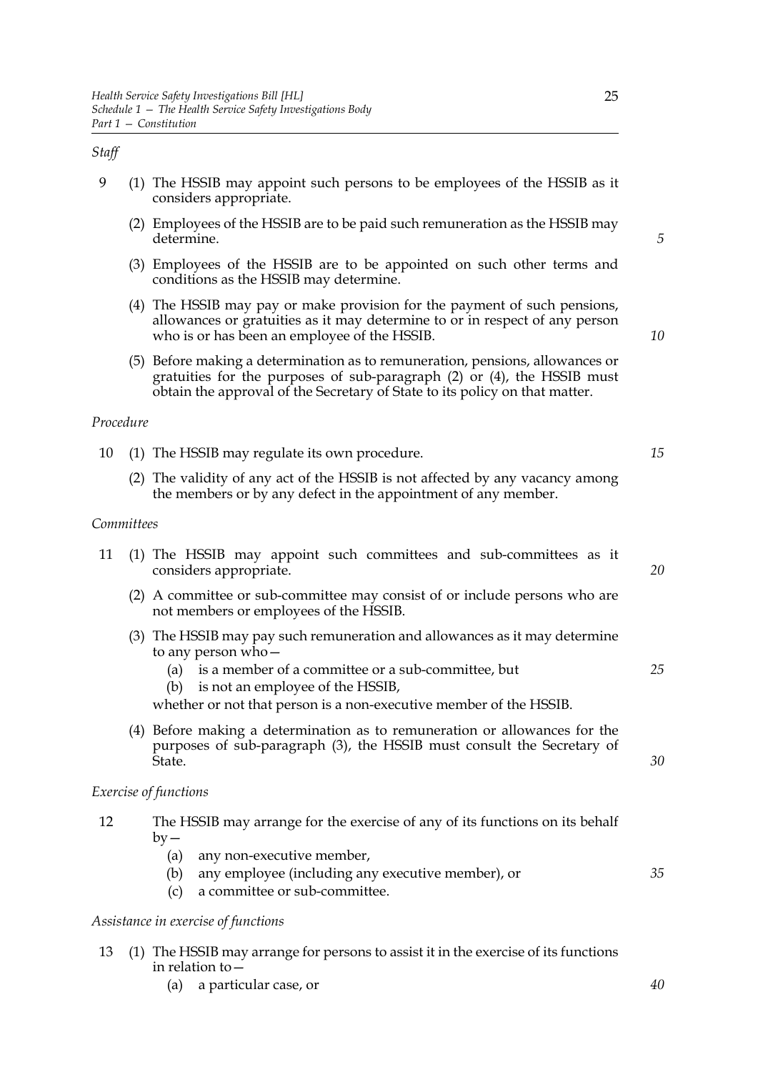*Staff*

9 (1) The HSSIB may appoint such persons to be employees of the HSSIB as it considers appropriate.

(2) Employees of the HSSIB are to be paid such remuneration as the HSSIB may determine.

(3) Employees of the HSSIB are to be appointed on such other terms and conditions as the HSSIB may determine.

(4) The HSSIB may pay or make provision for the payment of such pensions, allowances or gratuities as it may determine to or in respect of any person who is or has been an employee of the HSSIB.

(5) Before making a determination as to remuneration, pensions, allowances or gratuities for the purposes of sub-paragraph (2) or (4), the HSSIB must obtain the approval of the Secretary of State to its policy on that matter.

*Procedure*

10 (1) The HSSIB may regulate its own procedure.

(2) The validity of any act of the HSSIB is not affected by any vacancy among the members or by any defect in the appointment of any member.

*Committees*

11 (1) The HSSIB may appoint such committees and sub-committees as it considers appropriate.

(2) A committee or sub-committee may consist of or include persons who are not members or employees of the HSSIB.

(3) The HSSIB may pay such remuneration and allowances as it may determine to any person who—

(a) is a member of a committee or a sub-committee, but

(b) is not an employee of the HSSIB,

whether or not that person is a non-executive member of the HSSIB.

(4) Before making a determination as to remuneration or allowances for the purposes of sub-paragraph (3), the HSSIB must consult the Secretary of State.

*Exercise of functions*

12 The HSSIB may arrange for the exercise of any of its functions on its behalf by—

(a) any non-executive member,

(b) any employee (including any executive member), or

(c) a committee or sub-committee.

*Assistance in exercise of functions*

13 (1) The HSSIB may arrange for persons to assist it in the exercise of its functions in relation to—

(a) a particular case, or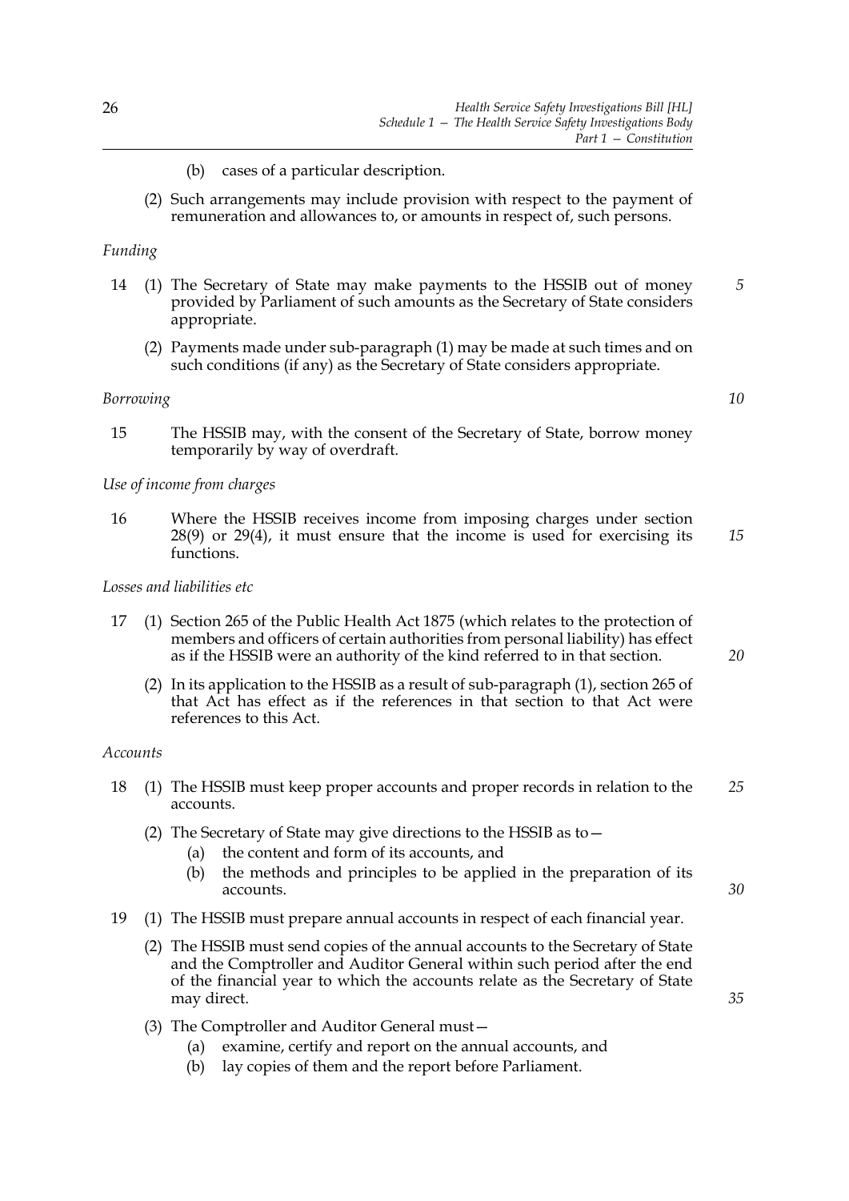(b) cases of a particular description.

(2) Such arrangements may include provision with respect to the payment of remuneration and allowances to, or amounts in respect of, such persons.

*Funding*

14 (1) The Secretary of State may make payments to the HSSIB out of money provided by Parliament of such amounts as the Secretary of State considers appropriate.

(2) Payments made under sub-paragraph (1) may be made at such times and on such conditions (if any) as the Secretary of State considers appropriate.

*Borrowing*

15 The HSSIB may, with the consent of the Secretary of State, borrow money temporarily by way of overdraft.

*Use of income from charges*

16 Where the HSSIB receives income from imposing charges under section 28(9) or 29(4), it must ensure that the income is used for exercising its functions.

*Losses and liabilities etc*

17 (1) Section 265 of the Public Health Act 1875 (which relates to the protection of members and officers of certain authorities from personal liability) has effect as if the HSSIB were an authority of the kind referred to in that section.

(2) In its application to the HSSIB as a result of sub-paragraph (1), section 265 of that Act has effect as if the references in that section to that Act were references to this Act.

*Accounts*

18 (1) The HSSIB must keep proper accounts and proper records in relation to the accounts.

(2) The Secretary of State may give directions to the HSSIB as to—

(a) the content and form of its accounts, and

(b) the methods and principles to be applied in the preparation of its accounts.

19 (1) The HSSIB must prepare annual accounts in respect of each financial year.

(2) The HSSIB must send copies of the annual accounts to the Secretary of State and the Comptroller and Auditor General within such period after the end of the financial year to which the accounts relate as the Secretary of State may direct.

(3) The Comptroller and Auditor General must—

(a) examine, certify and report on the annual accounts, and

(b) lay copies of them and the report before Parliament.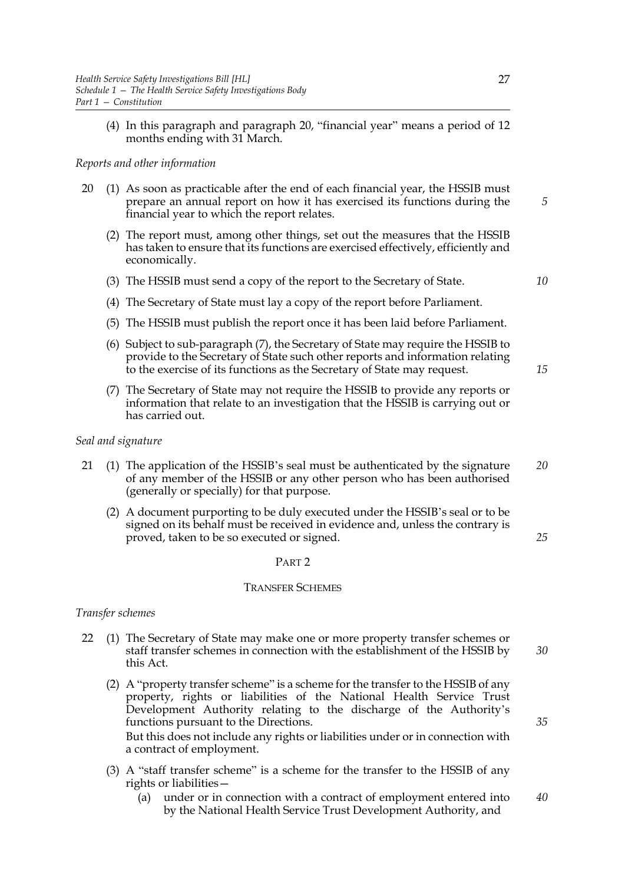(4) In this paragraph and paragraph 20, "financial year" means a period of 12 months ending with 31 March.

*Reports and other information*

20 (1) As soon as practicable after the end of each financial year, the HSSIB must prepare an annual report on how it has exercised its functions during the financial year to which the report relates.

(2) The report must, among other things, set out the measures that the HSSIB has taken to ensure that its functions are exercised effectively, efficiently and economically.

(3) The HSSIB must send a copy of the report to the Secretary of State.

(4) The Secretary of State must lay a copy of the report before Parliament.

(5) The HSSIB must publish the report once it has been laid before Parliament.

(6) Subject to sub-paragraph (7), the Secretary of State may require the HSSIB to provide to the Secretary of State such other reports and information relating to the exercise of its functions as the Secretary of State may request.

(7) The Secretary of State may not require the HSSIB to provide any reports or information that relate to an investigation that the HSSIB is carrying out or has carried out.

*Seal and signature*

21 (1) The application of the HSSIB's seal must be authenticated by the signature of any member of the HSSIB or any other person who has been authorised (generally or specially) for that purpose.

(2) A document purporting to be duly executed under the HSSIB's seal or to be signed on its behalf must be received in evidence and, unless the contrary is proved, taken to be so executed or signed.

## PART 2

## TRANSFER SCHEMES

*Transfer schemes*

22 (1) The Secretary of State may make one or more property transfer schemes or staff transfer schemes in connection with the establishment of the HSSIB by this Act.

(2) A "property transfer scheme" is a scheme for the transfer to the HSSIB of any property, rights or liabilities of the National Health Service Trust Development Authority relating to the discharge of the Authority's functions pursuant to the Directions.

But this does not include any rights or liabilities under or in connection with a contract of employment.

(3) A "staff transfer scheme" is a scheme for the transfer to the HSSIB of any rights or liabilities—

(a) under or in connection with a contract of employment entered into by the National Health Service Trust Development Authority, and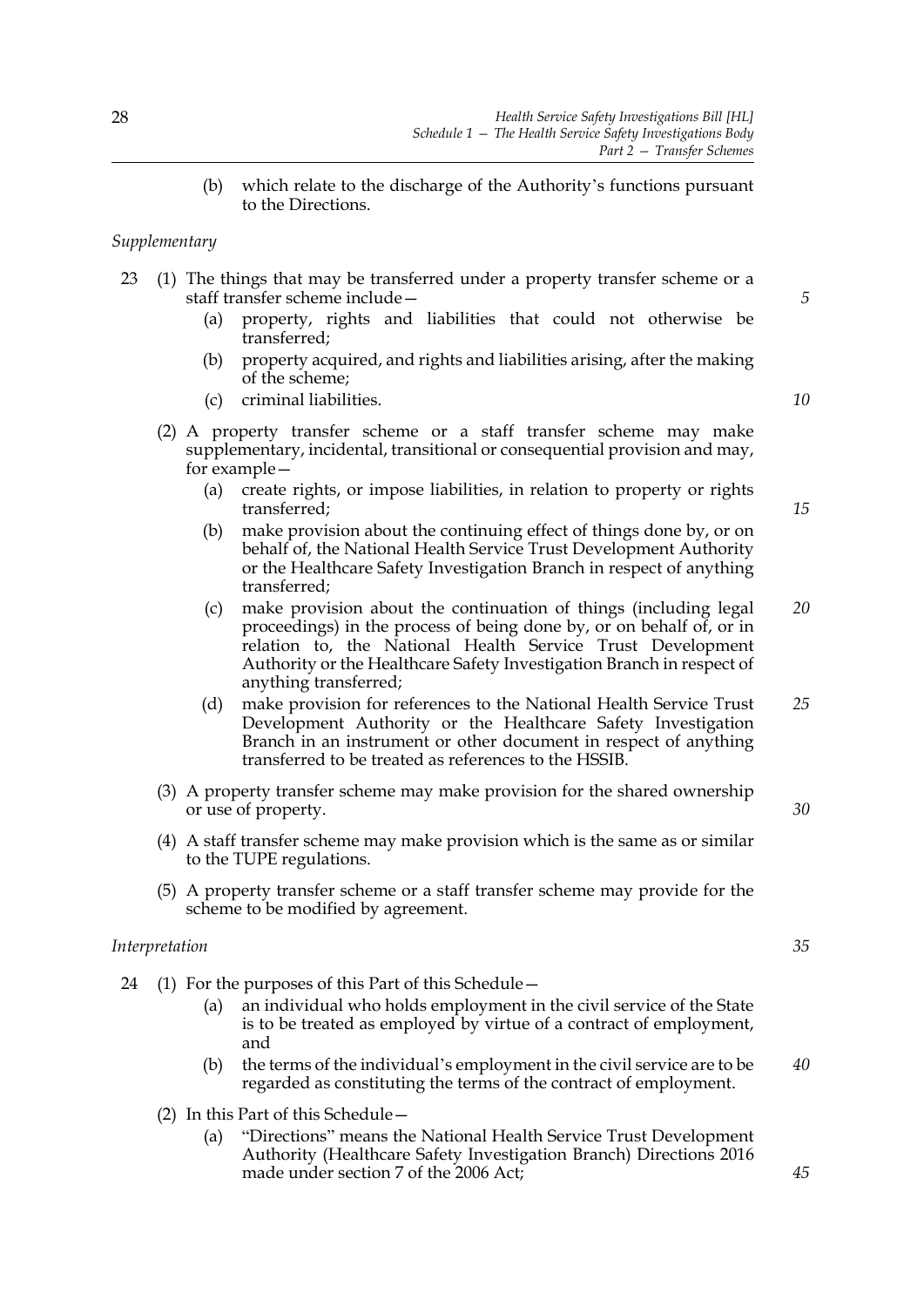(b) which relate to the discharge of the Authority's functions pursuant to the Directions.

*Supplementary*

23 (1) The things that may be transferred under a property transfer scheme or a staff transfer scheme include—

(a) property, rights and liabilities that could not otherwise be transferred;

(b) property acquired, and rights and liabilities arising, after the making of the scheme;

(c) criminal liabilities.

(2) A property transfer scheme or a staff transfer scheme may make supplementary, incidental, transitional or consequential provision and may, for example—

(a) create rights, or impose liabilities, in relation to property or rights transferred;

(b) make provision about the continuing effect of things done by, or on behalf of, the National Health Service Trust Development Authority or the Healthcare Safety Investigation Branch in respect of anything transferred;

(c) make provision about the continuation of things (including legal proceedings) in the process of being done by, or on behalf of, or in relation to, the National Health Service Trust Development Authority or the Healthcare Safety Investigation Branch in respect of anything transferred;

(d) make provision for references to the National Health Service Trust Development Authority or the Healthcare Safety Investigation Branch in an instrument or other document in respect of anything transferred to be treated as references to the HSSIB.

(3) A property transfer scheme may make provision for the shared ownership or use of property.

(4) A staff transfer scheme may make provision which is the same as or similar to the TUPE regulations.

(5) A property transfer scheme or a staff transfer scheme may provide for the scheme to be modified by agreement.

*Interpretation*

24 (1) For the purposes of this Part of this Schedule—

(a) an individual who holds employment in the civil service of the State is to be treated as employed by virtue of a contract of employment, and

(b) the terms of the individual's employment in the civil service are to be regarded as constituting the terms of the contract of employment.

(2) In this Part of this Schedule—

(a) "Directions" means the National Health Service Trust Development Authority (Healthcare Safety Investigation Branch) Directions 2016 made under section 7 of the 2006 Act;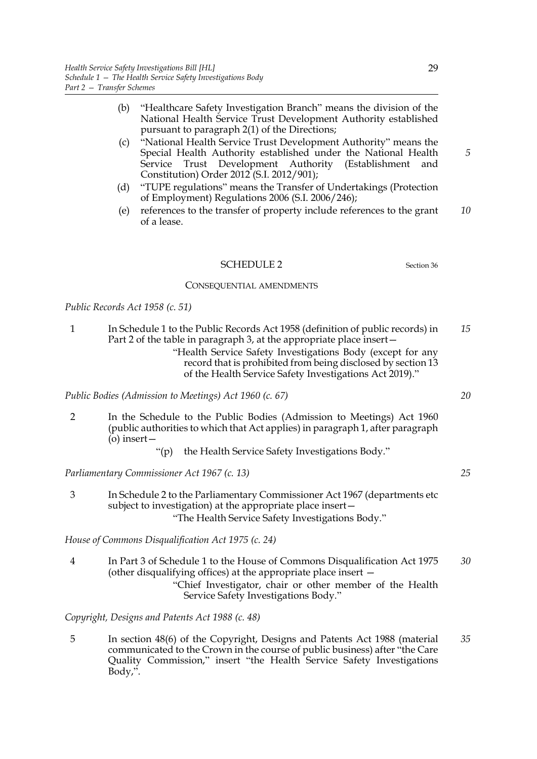(b) "Healthcare Safety Investigation Branch" means the division of the National Health Service Trust Development Authority established pursuant to paragraph 2(1) of the Directions;

(c) "National Health Service Trust Development Authority" means the Special Health Authority established under the National Health Service Trust Development Authority (Establishment and Constitution) Order 2012 (S.I. 2012/901);

(d) "TUPE regulations" means the Transfer of Undertakings (Protection of Employment) Regulations 2006 (S.I. 2006/246);

(e) references to the transfer of property include references to the grant of a lease.

## SCHEDULE 2

Section 36

### CONSEQUENTIAL AMENDMENTS

*Public Records Act 1958 (c. 51)*

1 In Schedule 1 to the Public Records Act 1958 (definition of public records) in Part 2 of the table in paragraph 3, at the appropriate place insert—

"Health Service Safety Investigations Body (except for any record that is prohibited from being disclosed by section 13 of the Health Service Safety Investigations Act 2019)."

*Public Bodies (Admission to Meetings) Act 1960 (c. 67)*

2 In the Schedule to the Public Bodies (Admission to Meetings) Act 1960 (public authorities to which that Act applies) in paragraph 1, after paragraph (o) insert—

"(p) the Health Service Safety Investigations Body."

*Parliamentary Commissioner Act 1967 (c. 13)*

3 In Schedule 2 to the Parliamentary Commissioner Act 1967 (departments etc subject to investigation) at the appropriate place insert—

"The Health Service Safety Investigations Body."

*House of Commons Disqualification Act 1975 (c. 24)*

4 In Part 3 of Schedule 1 to the House of Commons Disqualification Act 1975 (other disqualifying offices) at the appropriate place insert —

"Chief Investigator, chair or other member of the Health Service Safety Investigations Body."

*Copyright, Designs and Patents Act 1988 (c. 48)*

5 In section 48(6) of the Copyright, Designs and Patents Act 1988 (material communicated to the Crown in the course of public business) after "the Care Quality Commission," insert "the Health Service Safety Investigations Body,".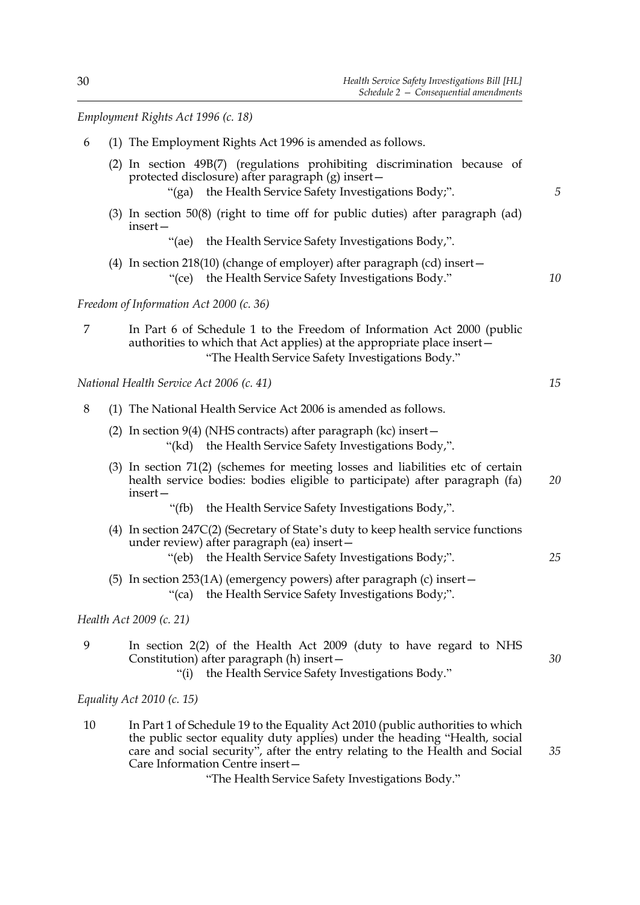*Employment Rights Act 1996 (c. 18)*

6 (1) The Employment Rights Act 1996 is amended as follows.

(2) In section 49B(7) (regulations prohibiting discrimination because of protected disclosure) after paragraph (g) insert—

"(ga) the Health Service Safety Investigations Body;".

(3) In section 50(8) (right to time off for public duties) after paragraph (ad) insert—

"(ae) the Health Service Safety Investigations Body,".

(4) In section 218(10) (change of employer) after paragraph (cd) insert—

"(ce) the Health Service Safety Investigations Body."

*Freedom of Information Act 2000 (c. 36)*

7 In Part 6 of Schedule 1 to the Freedom of Information Act 2000 (public authorities to which that Act applies) at the appropriate place insert—

"The Health Service Safety Investigations Body."

*National Health Service Act 2006 (c. 41)*

8 (1) The National Health Service Act 2006 is amended as follows.

(2) In section 9(4) (NHS contracts) after paragraph (kc) insert—

"(kd) the Health Service Safety Investigations Body,".

(3) In section 71(2) (schemes for meeting losses and liabilities etc of certain health service bodies: bodies eligible to participate) after paragraph (fa) insert—

"(fb) the Health Service Safety Investigations Body,".

(4) In section 247C(2) (Secretary of State's duty to keep health service functions under review) after paragraph (ea) insert—

"(eb) the Health Service Safety Investigations Body;".

(5) In section 253(1A) (emergency powers) after paragraph (c) insert—

"(ca) the Health Service Safety Investigations Body;".

*Health Act 2009 (c. 21)*

9 In section 2(2) of the Health Act 2009 (duty to have regard to NHS Constitution) after paragraph (h) insert—

"(i) the Health Service Safety Investigations Body."

*Equality Act 2010 (c. 15)*

10 In Part 1 of Schedule 19 to the Equality Act 2010 (public authorities to which the public sector equality duty applies) under the heading "Health, social care and social security", after the entry relating to the Health and Social Care Information Centre insert—

"The Health Service Safety Investigations Body."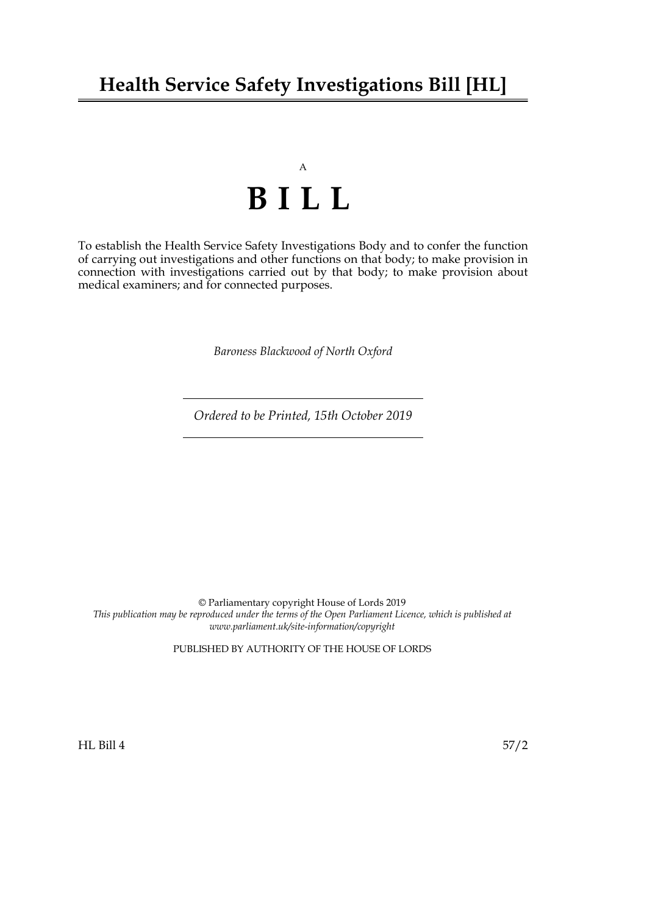# Health Service Safety Investigations Bill [HL]

A

# B I L L

To establish the Health Service Safety Investigations Body and to confer the function of carrying out investigations and other functions on that body; to make provision in connection with investigations carried out by that body; to make provision about medical examiners; and for connected purposes.

*Baroness Blackwood of North Oxford*

---

*Ordered to be Printed, 15th October 2019*

---

© Parliamentary copyright House of Lords 2019
*This publication may be reproduced under the terms of the Open Parliament Licence, which is published at www.parliament.uk/site-information/copyright*

PUBLISHED BY AUTHORITY OF THE HOUSE OF LORDS

HL Bill 4 57/2